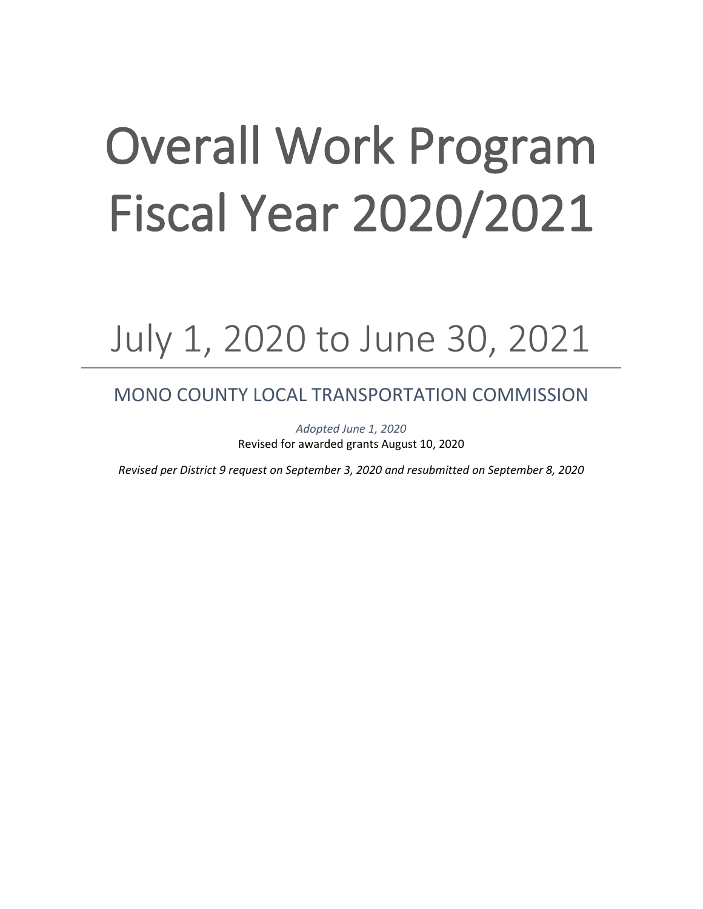# Overall Work Program Fiscal Year 2020/2021

## July 1, 2020 to June 30, 2021

### MONO COUNTY LOCAL TRANSPORTATION COMMISSION

*Adopted June 1, 2020*

Revised for awarded grants August 10, 2020

*Revised per District 9 request on September 3, 2020 and resubmitted on September 8, 2020*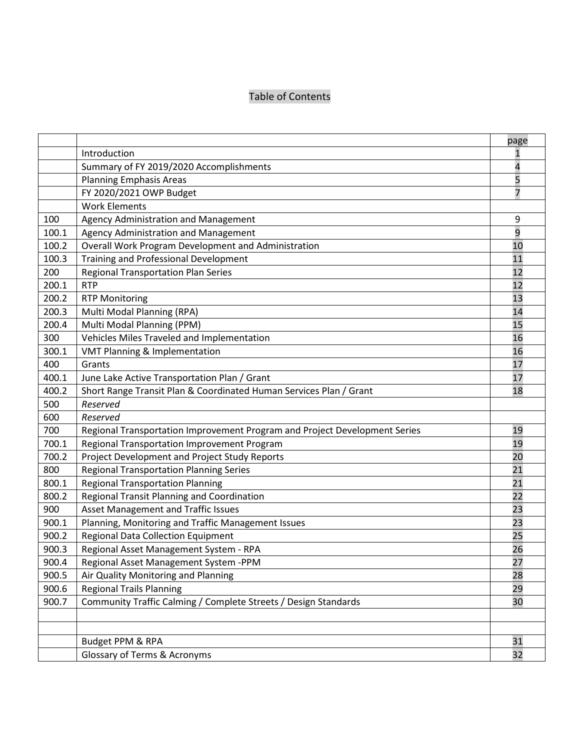# Table of Contents

| | | page |
|---|---|---|
| | Introduction | 1 |
| | Summary of FY 2019/2020 Accomplishments | 4 |
| | Planning Emphasis Areas | 5 |
| | FY 2020/2021 OWP Budget | 7 |
| | Work Elements | |
| 100 | Agency Administration and Management | 9 |
| 100.1 | Agency Administration and Management | 9 |
| 100.2 | Overall Work Program Development and Administration | 10 |
| 100.3 | Training and Professional Development | 11 |
| 200 | Regional Transportation Plan Series | 12 |
| 200.1 | RTP | 12 |
| 200.2 | RTP Monitoring | 13 |
| 200.3 | Multi Modal Planning (RPA) | 14 |
| 200.4 | Multi Modal Planning (PPM) | 15 |
| 300 | Vehicles Miles Traveled and Implementation | 16 |
| 300.1 | VMT Planning & Implementation | 16 |
| 400 | Grants | 17 |
| 400.1 | June Lake Active Transportation Plan / Grant | 17 |
| 400.2 | Short Range Transit Plan & Coordinated Human Services Plan / Grant | 18 |
| 500 | *Reserved* | |
| 600 | *Reserved* | |
| 700 | Regional Transportation Improvement Program and Project Development Series | 19 |
| 700.1 | Regional Transportation Improvement Program | 19 |
| 700.2 | Project Development and Project Study Reports | 20 |
| 800 | Regional Transportation Planning Series | 21 |
| 800.1 | Regional Transportation Planning | 21 |
| 800.2 | Regional Transit Planning and Coordination | 22 |
| 900 | Asset Management and Traffic Issues | 23 |
| 900.1 | Planning, Monitoring and Traffic Management Issues | 23 |
| 900.2 | Regional Data Collection Equipment | 25 |
| 900.3 | Regional Asset Management System - RPA | 26 |
| 900.4 | Regional Asset Management System -PPM | 27 |
| 900.5 | Air Quality Monitoring and Planning | 28 |
| 900.6 | Regional Trails Planning | 29 |
| 900.7 | Community Traffic Calming / Complete Streets / Design Standards | 30 |
| | | |
| | | |
| | Budget PPM & RPA | 31 |
| | Glossary of Terms & Acronyms | 32 |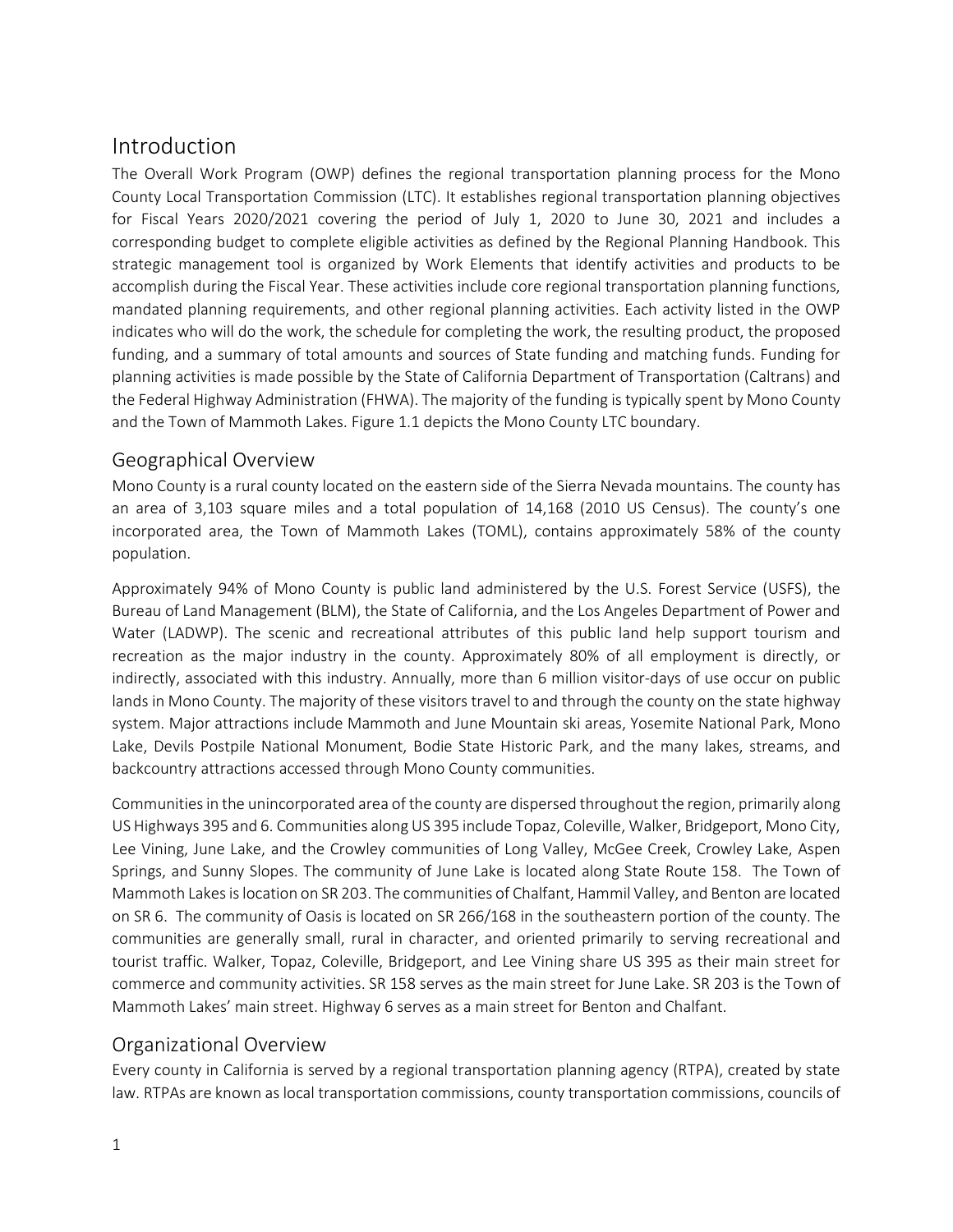# Introduction

The Overall Work Program (OWP) defines the regional transportation planning process for the Mono County Local Transportation Commission (LTC). It establishes regional transportation planning objectives for Fiscal Years 2020/2021 covering the period of July 1, 2020 to June 30, 2021 and includes a corresponding budget to complete eligible activities as defined by the Regional Planning Handbook. This strategic management tool is organized by Work Elements that identify activities and products to be accomplish during the Fiscal Year. These activities include core regional transportation planning functions, mandated planning requirements, and other regional planning activities. Each activity listed in the OWP indicates who will do the work, the schedule for completing the work, the resulting product, the proposed funding, and a summary of total amounts and sources of State funding and matching funds. Funding for planning activities is made possible by the State of California Department of Transportation (Caltrans) and the Federal Highway Administration (FHWA). The majority of the funding is typically spent by Mono County and the Town of Mammoth Lakes. Figure 1.1 depicts the Mono County LTC boundary.

## Geographical Overview

Mono County is a rural county located on the eastern side of the Sierra Nevada mountains. The county has an area of 3,103 square miles and a total population of 14,168 (2010 US Census). The county's one incorporated area, the Town of Mammoth Lakes (TOML), contains approximately 58% of the county population.

Approximately 94% of Mono County is public land administered by the U.S. Forest Service (USFS), the Bureau of Land Management (BLM), the State of California, and the Los Angeles Department of Power and Water (LADWP). The scenic and recreational attributes of this public land help support tourism and recreation as the major industry in the county. Approximately 80% of all employment is directly, or indirectly, associated with this industry. Annually, more than 6 million visitor-days of use occur on public lands in Mono County. The majority of these visitors travel to and through the county on the state highway system. Major attractions include Mammoth and June Mountain ski areas, Yosemite National Park, Mono Lake, Devils Postpile National Monument, Bodie State Historic Park, and the many lakes, streams, and backcountry attractions accessed through Mono County communities.

Communities in the unincorporated area of the county are dispersed throughout the region, primarily along US Highways 395 and 6. Communities along US 395 include Topaz, Coleville, Walker, Bridgeport, Mono City, Lee Vining, June Lake, and the Crowley communities of Long Valley, McGee Creek, Crowley Lake, Aspen Springs, and Sunny Slopes. The community of June Lake is located along State Route 158. The Town of Mammoth Lakes is location on SR 203. The communities of Chalfant, Hammil Valley, and Benton are located on SR 6. The community of Oasis is located on SR 266/168 in the southeastern portion of the county. The communities are generally small, rural in character, and oriented primarily to serving recreational and tourist traffic. Walker, Topaz, Coleville, Bridgeport, and Lee Vining share US 395 as their main street for commerce and community activities. SR 158 serves as the main street for June Lake. SR 203 is the Town of Mammoth Lakes' main street. Highway 6 serves as a main street for Benton and Chalfant.

## Organizational Overview

Every county in California is served by a regional transportation planning agency (RTPA), created by state law. RTPAs are known as local transportation commissions, county transportation commissions, councils of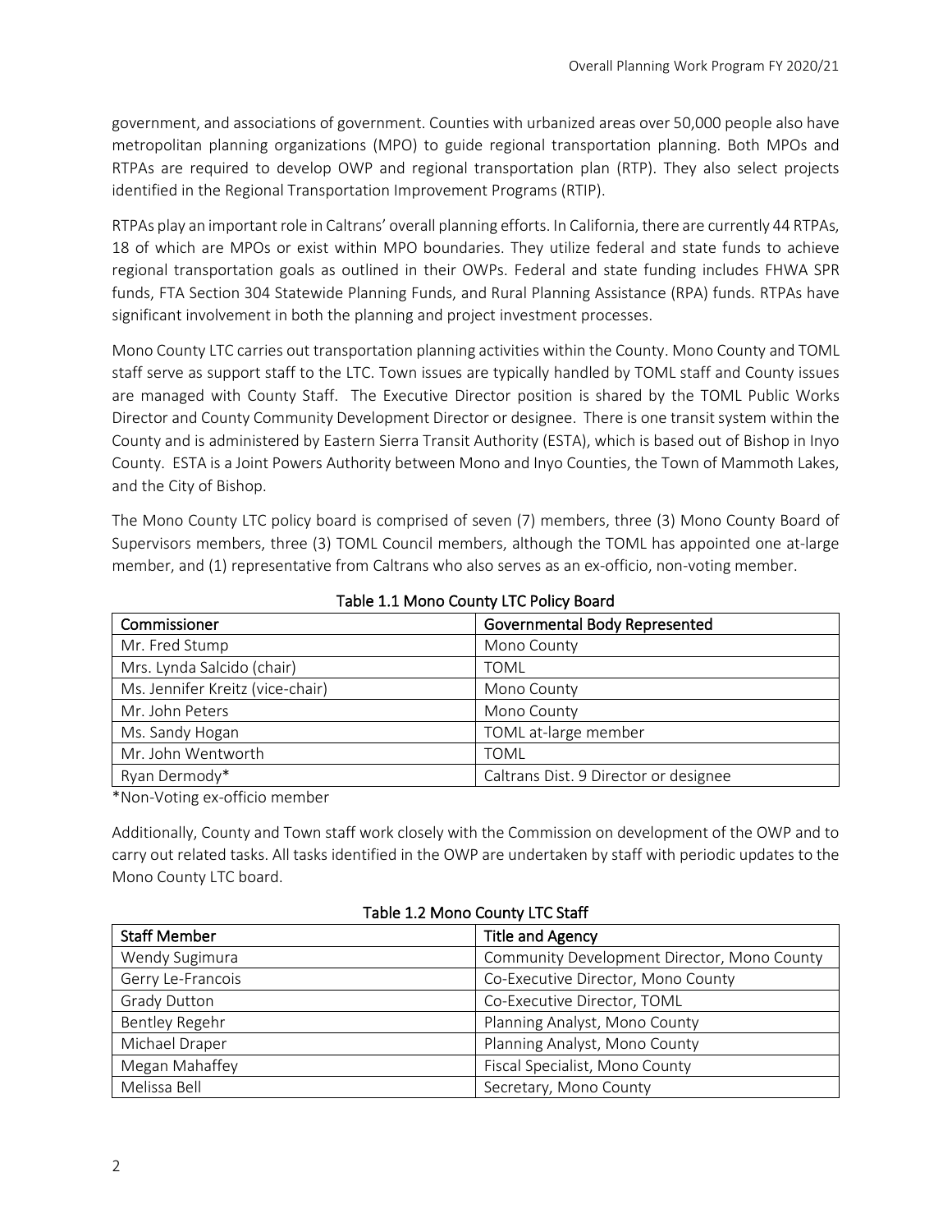government, and associations of government. Counties with urbanized areas over 50,000 people also have metropolitan planning organizations (MPO) to guide regional transportation planning. Both MPOs and RTPAs are required to develop OWP and regional transportation plan (RTP). They also select projects identified in the Regional Transportation Improvement Programs (RTIP).

RTPAs play an important role in Caltrans' overall planning efforts. In California, there are currently 44 RTPAs, 18 of which are MPOs or exist within MPO boundaries. They utilize federal and state funds to achieve regional transportation goals as outlined in their OWPs. Federal and state funding includes FHWA SPR funds, FTA Section 304 Statewide Planning Funds, and Rural Planning Assistance (RPA) funds. RTPAs have significant involvement in both the planning and project investment processes.

Mono County LTC carries out transportation planning activities within the County. Mono County and TOML staff serve as support staff to the LTC. Town issues are typically handled by TOML staff and County issues are managed with County Staff. The Executive Director position is shared by the TOML Public Works Director and County Community Development Director or designee. There is one transit system within the County and is administered by Eastern Sierra Transit Authority (ESTA), which is based out of Bishop in Inyo County. ESTA is a Joint Powers Authority between Mono and Inyo Counties, the Town of Mammoth Lakes, and the City of Bishop.

The Mono County LTC policy board is comprised of seven (7) members, three (3) Mono County Board of Supervisors members, three (3) TOML Council members, although the TOML has appointed one at-large member, and (1) representative from Caltrans who also serves as an ex-officio, non-voting member.

**Table 1.1 Mono County LTC Policy Board**

| Commissioner | Governmental Body Represented |
|---|---|
| Mr. Fred Stump | Mono County |
| Mrs. Lynda Salcido (chair) | TOML |
| Ms. Jennifer Kreitz (vice-chair) | Mono County |
| Mr. John Peters | Mono County |
| Ms. Sandy Hogan | TOML at-large member |
| Mr. John Wentworth | TOML |
| Ryan Dermody* | Caltrans Dist. 9 Director or designee |

*Non-Voting ex-officio member

Additionally, County and Town staff work closely with the Commission on development of the OWP and to carry out related tasks. All tasks identified in the OWP are undertaken by staff with periodic updates to the Mono County LTC board.

**Table 1.2 Mono County LTC Staff**

| Staff Member | Title and Agency |
|---|---|
| Wendy Sugimura | Community Development Director, Mono County |
| Gerry Le-Francois | Co-Executive Director, Mono County |
| Grady Dutton | Co-Executive Director, TOML |
| Bentley Regehr | Planning Analyst, Mono County |
| Michael Draper | Planning Analyst, Mono County |
| Megan Mahaffey | Fiscal Specialist, Mono County |
| Melissa Bell | Secretary, Mono County |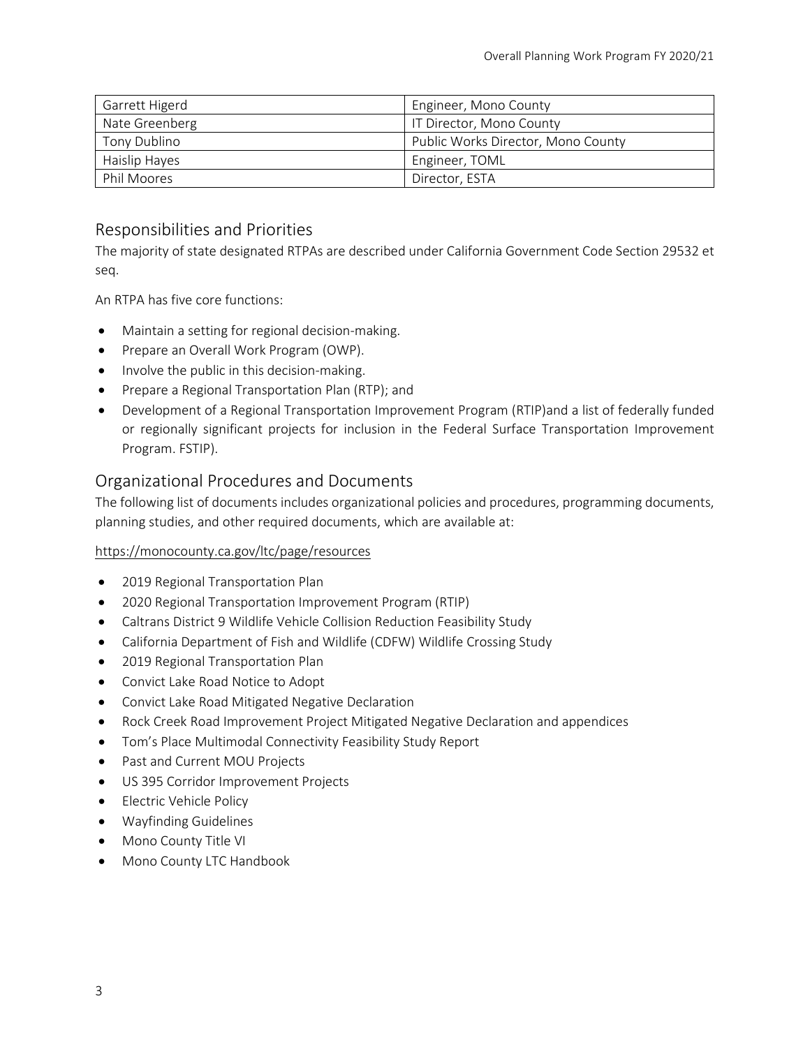| Garrett Higerd | Engineer, Mono County |
|---|---|
| Nate Greenberg | IT Director, Mono County |
| Tony Dublino | Public Works Director, Mono County |
| Haislip Hayes | Engineer, TOML |
| Phil Moores | Director, ESTA |

## Responsibilities and Priorities

The majority of state designated RTPAs are described under California Government Code Section 29532 et seq.

An RTPA has five core functions:

- Maintain a setting for regional decision-making.
- Prepare an Overall Work Program (OWP).
- Involve the public in this decision-making.
- Prepare a Regional Transportation Plan (RTP); and
- Development of a Regional Transportation Improvement Program (RTIP)and a list of federally funded or regionally significant projects for inclusion in the Federal Surface Transportation Improvement Program. FSTIP).

## Organizational Procedures and Documents

The following list of documents includes organizational policies and procedures, programming documents, planning studies, and other required documents, which are available at:

https://monocounty.ca.gov/ltc/page/resources

- 2019 Regional Transportation Plan
- 2020 Regional Transportation Improvement Program (RTIP)
- Caltrans District 9 Wildlife Vehicle Collision Reduction Feasibility Study
- California Department of Fish and Wildlife (CDFW) Wildlife Crossing Study
- 2019 Regional Transportation Plan
- Convict Lake Road Notice to Adopt
- Convict Lake Road Mitigated Negative Declaration
- Rock Creek Road Improvement Project Mitigated Negative Declaration and appendices
- Tom's Place Multimodal Connectivity Feasibility Study Report
- Past and Current MOU Projects
- US 395 Corridor Improvement Projects
- Electric Vehicle Policy
- Wayfinding Guidelines
- Mono County Title VI
- Mono County LTC Handbook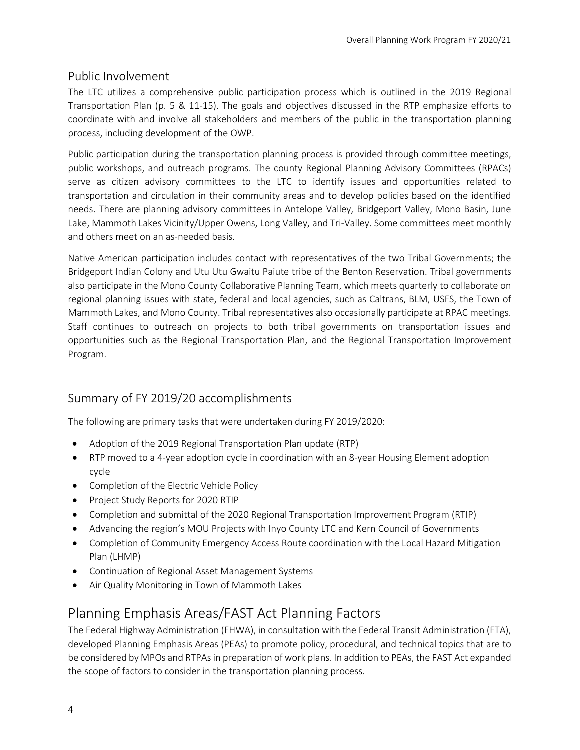## Public Involvement

The LTC utilizes a comprehensive public participation process which is outlined in the 2019 Regional Transportation Plan (p. 5 & 11-15). The goals and objectives discussed in the RTP emphasize efforts to coordinate with and involve all stakeholders and members of the public in the transportation planning process, including development of the OWP.

Public participation during the transportation planning process is provided through committee meetings, public workshops, and outreach programs. The county Regional Planning Advisory Committees (RPACs) serve as citizen advisory committees to the LTC to identify issues and opportunities related to transportation and circulation in their community areas and to develop policies based on the identified needs. There are planning advisory committees in Antelope Valley, Bridgeport Valley, Mono Basin, June Lake, Mammoth Lakes Vicinity/Upper Owens, Long Valley, and Tri-Valley. Some committees meet monthly and others meet on an as-needed basis.

Native American participation includes contact with representatives of the two Tribal Governments; the Bridgeport Indian Colony and Utu Utu Gwaitu Paiute tribe of the Benton Reservation. Tribal governments also participate in the Mono County Collaborative Planning Team, which meets quarterly to collaborate on regional planning issues with state, federal and local agencies, such as Caltrans, BLM, USFS, the Town of Mammoth Lakes, and Mono County. Tribal representatives also occasionally participate at RPAC meetings. Staff continues to outreach on projects to both tribal governments on transportation issues and opportunities such as the Regional Transportation Plan, and the Regional Transportation Improvement Program.

## Summary of FY 2019/20 accomplishments

The following are primary tasks that were undertaken during FY 2019/2020:

- Adoption of the 2019 Regional Transportation Plan update (RTP)
- RTP moved to a 4-year adoption cycle in coordination with an 8-year Housing Element adoption cycle
- Completion of the Electric Vehicle Policy
- Project Study Reports for 2020 RTIP
- Completion and submittal of the 2020 Regional Transportation Improvement Program (RTIP)
- Advancing the region's MOU Projects with Inyo County LTC and Kern Council of Governments
- Completion of Community Emergency Access Route coordination with the Local Hazard Mitigation Plan (LHMP)
- Continuation of Regional Asset Management Systems
- Air Quality Monitoring in Town of Mammoth Lakes

# Planning Emphasis Areas/FAST Act Planning Factors

The Federal Highway Administration (FHWA), in consultation with the Federal Transit Administration (FTA), developed Planning Emphasis Areas (PEAs) to promote policy, procedural, and technical topics that are to be considered by MPOs and RTPAs in preparation of work plans. In addition to PEAs, the FAST Act expanded the scope of factors to consider in the transportation planning process.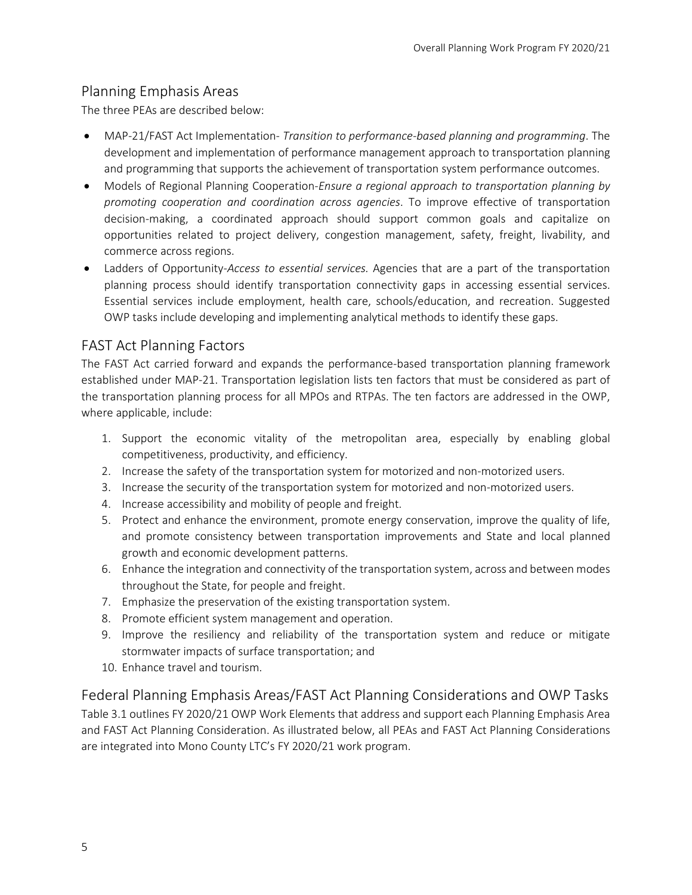## Planning Emphasis Areas

The three PEAs are described below:

- MAP-21/FAST Act Implementation- *Transition to performance-based planning and programming*. The development and implementation of performance management approach to transportation planning and programming that supports the achievement of transportation system performance outcomes.
- Models of Regional Planning Cooperation-*Ensure a regional approach to transportation planning by promoting cooperation and coordination across agencies*. To improve effective of transportation decision-making, a coordinated approach should support common goals and capitalize on opportunities related to project delivery, congestion management, safety, freight, livability, and commerce across regions.
- Ladders of Opportunity-*Access to essential services.* Agencies that are a part of the transportation planning process should identify transportation connectivity gaps in accessing essential services. Essential services include employment, health care, schools/education, and recreation. Suggested OWP tasks include developing and implementing analytical methods to identify these gaps.

## FAST Act Planning Factors

The FAST Act carried forward and expands the performance-based transportation planning framework established under MAP-21. Transportation legislation lists ten factors that must be considered as part of the transportation planning process for all MPOs and RTPAs. The ten factors are addressed in the OWP, where applicable, include:

1. Support the economic vitality of the metropolitan area, especially by enabling global competitiveness, productivity, and efficiency.
2. Increase the safety of the transportation system for motorized and non-motorized users.
3. Increase the security of the transportation system for motorized and non-motorized users.
4. Increase accessibility and mobility of people and freight.
5. Protect and enhance the environment, promote energy conservation, improve the quality of life, and promote consistency between transportation improvements and State and local planned growth and economic development patterns.
6. Enhance the integration and connectivity of the transportation system, across and between modes throughout the State, for people and freight.
7. Emphasize the preservation of the existing transportation system.
8. Promote efficient system management and operation.
9. Improve the resiliency and reliability of the transportation system and reduce or mitigate stormwater impacts of surface transportation; and
10. Enhance travel and tourism.

## Federal Planning Emphasis Areas/FAST Act Planning Considerations and OWP Tasks

Table 3.1 outlines FY 2020/21 OWP Work Elements that address and support each Planning Emphasis Area and FAST Act Planning Consideration. As illustrated below, all PEAs and FAST Act Planning Considerations are integrated into Mono County LTC's FY 2020/21 work program.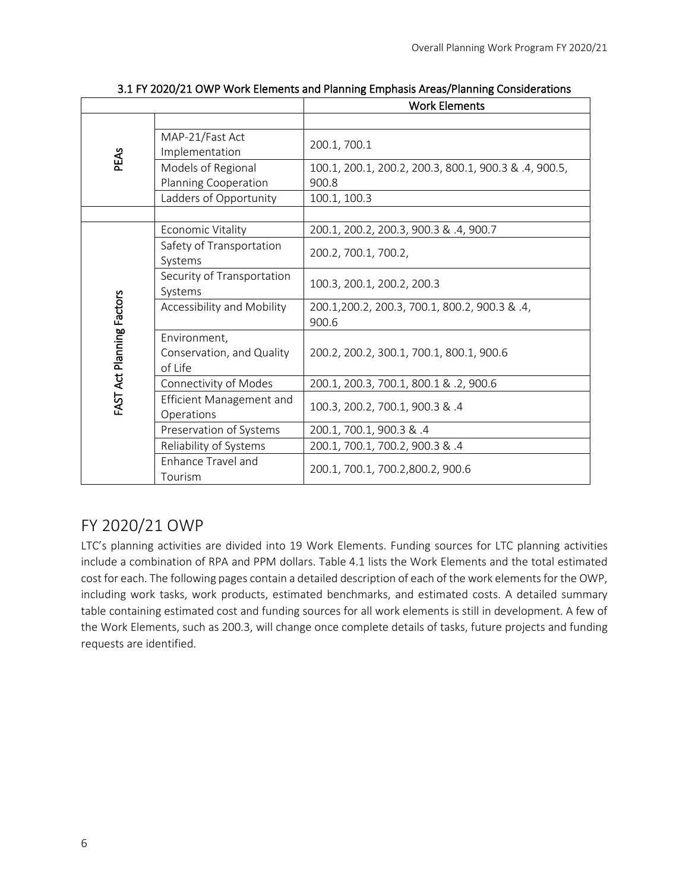3.1 FY 2020/21 OWP Work Elements and Planning Emphasis Areas/Planning Considerations

| | | Work Elements |
|---|---|---|
| | | |
| PEAs | MAP-21/Fast Act Implementation | 200.1, 700.1 |
| | Models of Regional Planning Cooperation | 100.1, 200.1, 200.2, 200.3, 800.1, 900.3 & .4, 900.5, 900.8 |
| | Ladders of Opportunity | 100.1, 100.3 |
| | | |
| FAST Act Planning Factors | Economic Vitality | 200.1, 200.2, 200.3, 900.3 & .4, 900.7 |
| | Safety of Transportation Systems | 200.2, 700.1, 700.2, |
| | Security of Transportation Systems | 100.3, 200.1, 200.2, 200.3 |
| | Accessibility and Mobility | 200.1,200.2, 200.3, 700.1, 800.2, 900.3 & .4, 900.6 |
| | Environment, Conservation, and Quality of Life | 200.2, 200.2, 300.1, 700.1, 800.1, 900.6 |
| | Connectivity of Modes | 200.1, 200.3, 700.1, 800.1 & .2, 900.6 |
| | Efficient Management and Operations | 100.3, 200.2, 700.1, 900.3 & .4 |
| | Preservation of Systems | 200.1, 700.1, 900.3 & .4 |
| | Reliability of Systems | 200.1, 700.1, 700.2, 900.3 & .4 |
| | Enhance Travel and Tourism | 200.1, 700.1, 700.2,800.2, 900.6 |

## FY 2020/21 OWP

LTC's planning activities are divided into 19 Work Elements. Funding sources for LTC planning activities include a combination of RPA and PPM dollars. Table 4.1 lists the Work Elements and the total estimated cost for each. The following pages contain a detailed description of each of the work elements for the OWP, including work tasks, work products, estimated benchmarks, and estimated costs. A detailed summary table containing estimated cost and funding sources for all work elements is still in development. A few of the Work Elements, such as 200.3, will change once complete details of tasks, future projects and funding requests are identified.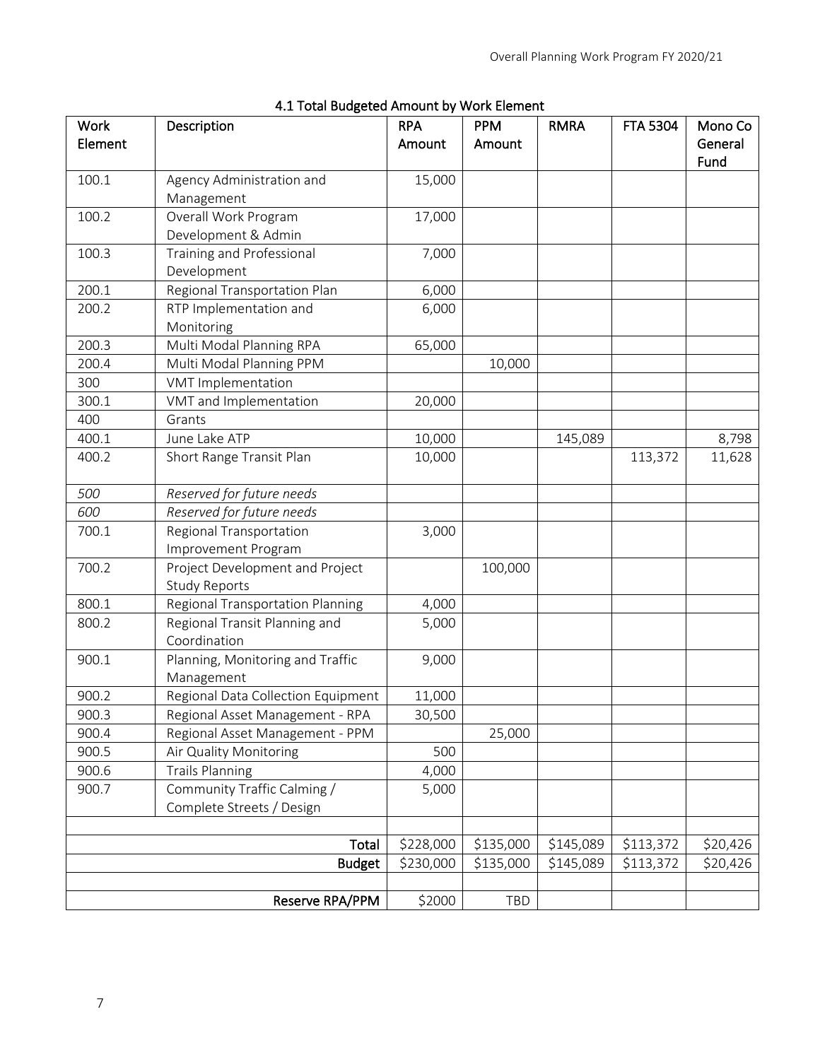## 4.1 Total Budgeted Amount by Work Element

| Work Element | Description | RPA Amount | PPM Amount | RMRA | FTA 5304 | Mono Co General Fund |
|---|---|---|---|---|---|---|
| 100.1 | Agency Administration and Management | 15,000 | | | | |
| 100.2 | Overall Work Program Development & Admin | 17,000 | | | | |
| 100.3 | Training and Professional Development | 7,000 | | | | |
| 200.1 | Regional Transportation Plan | 6,000 | | | | |
| 200.2 | RTP Implementation and Monitoring | 6,000 | | | | |
| 200.3 | Multi Modal Planning RPA | 65,000 | | | | |
| 200.4 | Multi Modal Planning PPM | | 10,000 | | | |
| 300 | VMT Implementation | | | | | |
| 300.1 | VMT and Implementation | 20,000 | | | | |
| 400 | Grants | | | | | |
| 400.1 | June Lake ATP | 10,000 | | 145,089 | | 8,798 |
| 400.2 | Short Range Transit Plan | 10,000 | | | 113,372 | 11,628 |
| *500* | *Reserved for future needs* | | | | | |
| *600* | *Reserved for future needs* | | | | | |
| 700.1 | Regional Transportation Improvement Program | 3,000 | | | | |
| 700.2 | Project Development and Project Study Reports | | 100,000 | | | |
| 800.1 | Regional Transportation Planning | 4,000 | | | | |
| 800.2 | Regional Transit Planning and Coordination | 5,000 | | | | |
| 900.1 | Planning, Monitoring and Traffic Management | 9,000 | | | | |
| 900.2 | Regional Data Collection Equipment | 11,000 | | | | |
| 900.3 | Regional Asset Management - RPA | 30,500 | | | | |
| 900.4 | Regional Asset Management - PPM | | 25,000 | | | |
| 900.5 | Air Quality Monitoring | 500 | | | | |
| 900.6 | Trails Planning | 4,000 | | | | |
| 900.7 | Community Traffic Calming / Complete Streets / Design | 5,000 | | | | |
| | | | | | | |
| | **Total** | $228,000 | $135,000 | $145,089 | $113,372 | $20,426 |
| | **Budget** | $230,000 | $135,000 | $145,089 | $113,372 | $20,426 |
| | | | | | | |
| | **Reserve RPA/PPM** | $2000 | TBD | | | |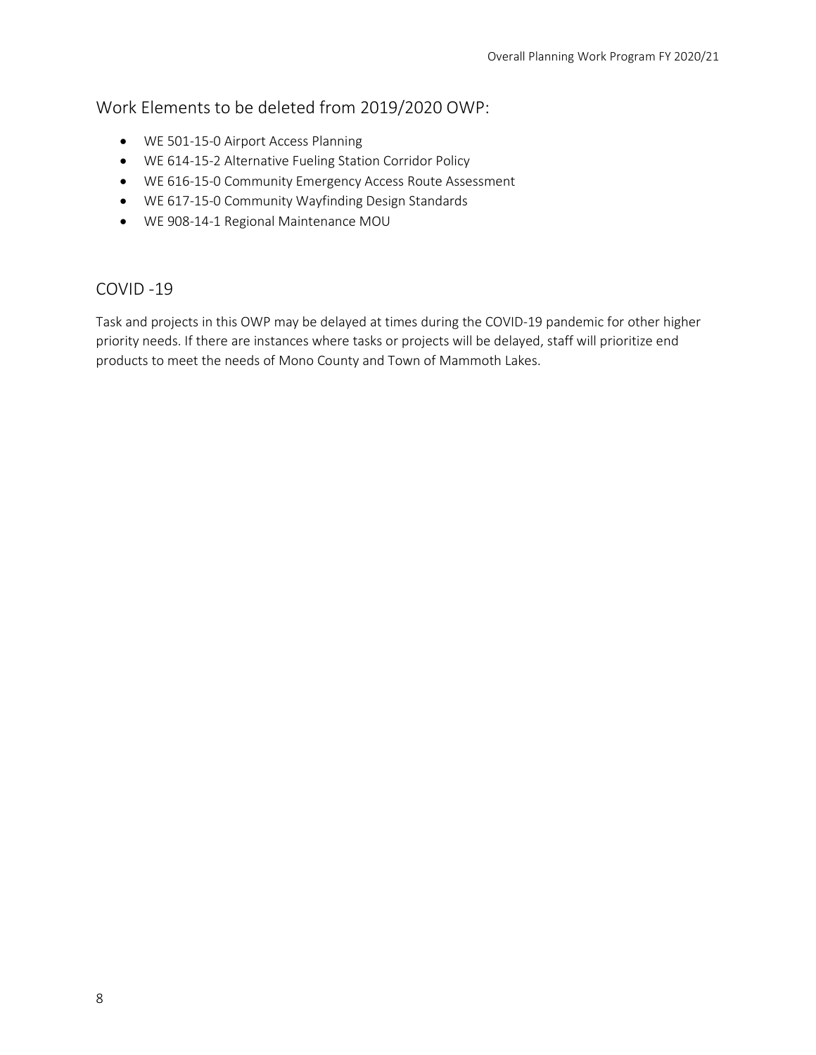## Work Elements to be deleted from 2019/2020 OWP:

- WE 501-15-0 Airport Access Planning
- WE 614-15-2 Alternative Fueling Station Corridor Policy
- WE 616-15-0 Community Emergency Access Route Assessment
- WE 617-15-0 Community Wayfinding Design Standards
- WE 908-14-1 Regional Maintenance MOU

## COVID -19

Task and projects in this OWP may be delayed at times during the COVID-19 pandemic for other higher priority needs. If there are instances where tasks or projects will be delayed, staff will prioritize end products to meet the needs of Mono County and Town of Mammoth Lakes.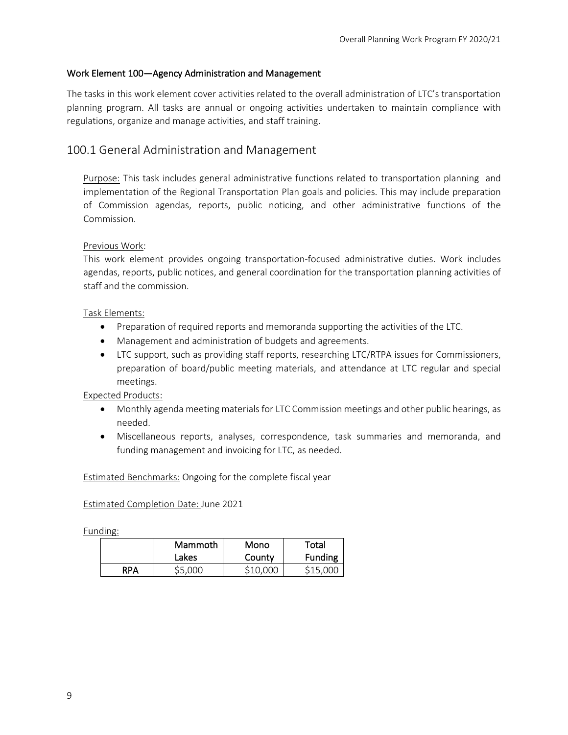### Work Element 100—Agency Administration and Management

The tasks in this work element cover activities related to the overall administration of LTC's transportation planning program. All tasks are annual or ongoing activities undertaken to maintain compliance with regulations, organize and manage activities, and staff training.

## 100.1 General Administration and Management

Purpose: This task includes general administrative functions related to transportation planning and implementation of the Regional Transportation Plan goals and policies. This may include preparation of Commission agendas, reports, public noticing, and other administrative functions of the Commission.

Previous Work:
This work element provides ongoing transportation-focused administrative duties. Work includes agendas, reports, public notices, and general coordination for the transportation planning activities of staff and the commission.

Task Elements:

- Preparation of required reports and memoranda supporting the activities of the LTC.
- Management and administration of budgets and agreements.
- LTC support, such as providing staff reports, researching LTC/RTPA issues for Commissioners, preparation of board/public meeting materials, and attendance at LTC regular and special meetings.

Expected Products:

- Monthly agenda meeting materials for LTC Commission meetings and other public hearings, as needed.
- Miscellaneous reports, analyses, correspondence, task summaries and memoranda, and funding management and invoicing for LTC, as needed.

Estimated Benchmarks: Ongoing for the complete fiscal year

Estimated Completion Date: June 2021

Funding:

| | Mammoth Lakes | Mono County | Total Funding |
|---|---|---|---|
| RPA | $5,000 | $10,000 | $15,000 |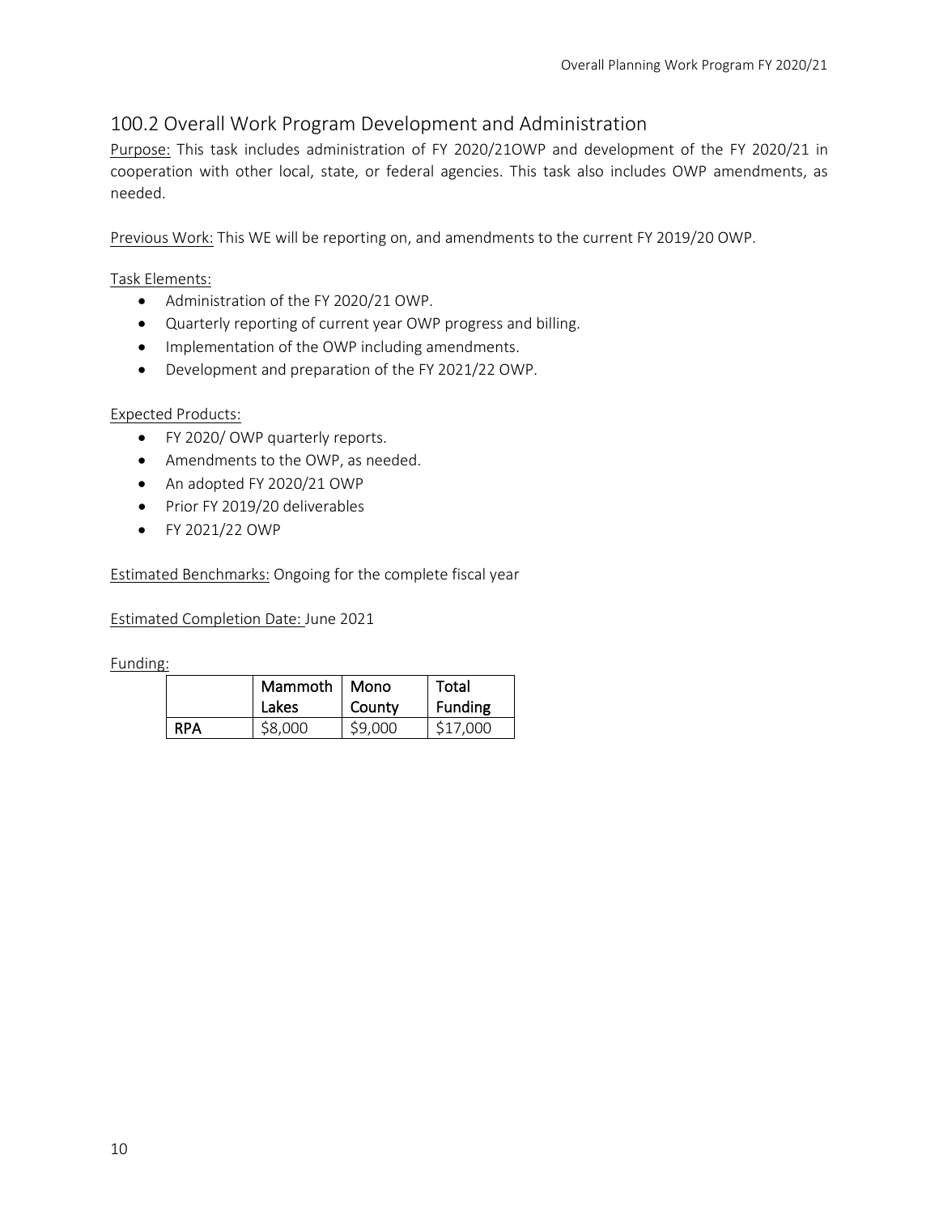## 100.2 Overall Work Program Development and Administration

Purpose: This task includes administration of FY 2020/21OWP and development of the FY 2020/21 in cooperation with other local, state, or federal agencies. This task also includes OWP amendments, as needed.

Previous Work: This WE will be reporting on, and amendments to the current FY 2019/20 OWP.

Task Elements:

- Administration of the FY 2020/21 OWP.
- Quarterly reporting of current year OWP progress and billing.
- Implementation of the OWP including amendments.
- Development and preparation of the FY 2021/22 OWP.

Expected Products:

- FY 2020/ OWP quarterly reports.
- Amendments to the OWP, as needed.
- An adopted FY 2020/21 OWP
- Prior FY 2019/20 deliverables
- FY 2021/22 OWP

Estimated Benchmarks: Ongoing for the complete fiscal year

Estimated Completion Date: June 2021

Funding:

| | Mammoth Lakes | Mono County | Total Funding |
|---|---|---|---|
| **RPA** | $8,000 | $9,000 | $17,000 |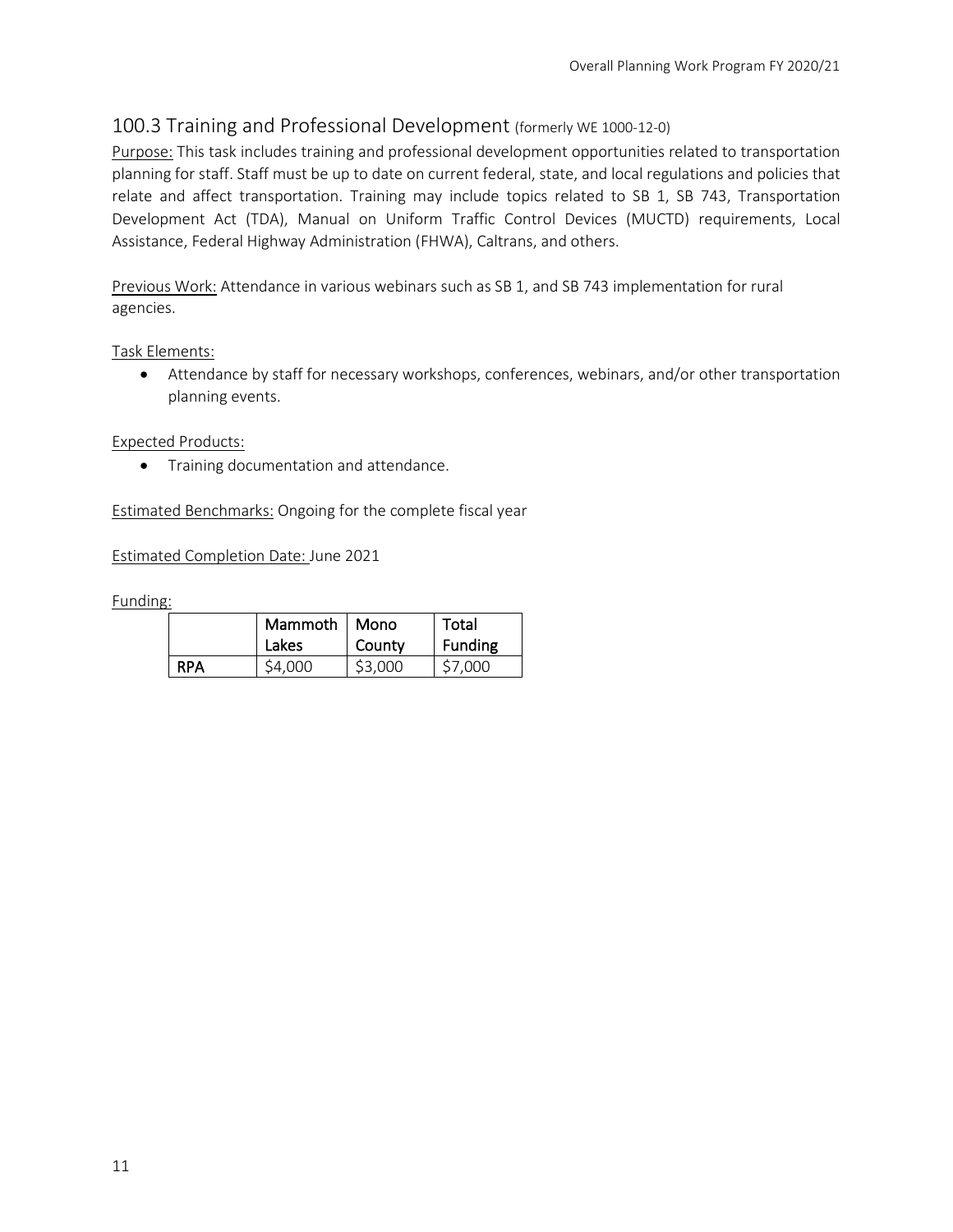## 100.3 Training and Professional Development (formerly WE 1000-12-0)

Purpose: This task includes training and professional development opportunities related to transportation planning for staff. Staff must be up to date on current federal, state, and local regulations and policies that relate and affect transportation. Training may include topics related to SB 1, SB 743, Transportation Development Act (TDA), Manual on Uniform Traffic Control Devices (MUCTD) requirements, Local Assistance, Federal Highway Administration (FHWA), Caltrans, and others.

Previous Work: Attendance in various webinars such as SB 1, and SB 743 implementation for rural agencies.

Task Elements:

- Attendance by staff for necessary workshops, conferences, webinars, and/or other transportation planning events.

Expected Products:

- Training documentation and attendance.

Estimated Benchmarks: Ongoing for the complete fiscal year

Estimated Completion Date: June 2021

Funding:

| | Mammoth Lakes | Mono County | Total Funding |
|---|---|---|---|
| RPA | $4,000 | $3,000 | $7,000 |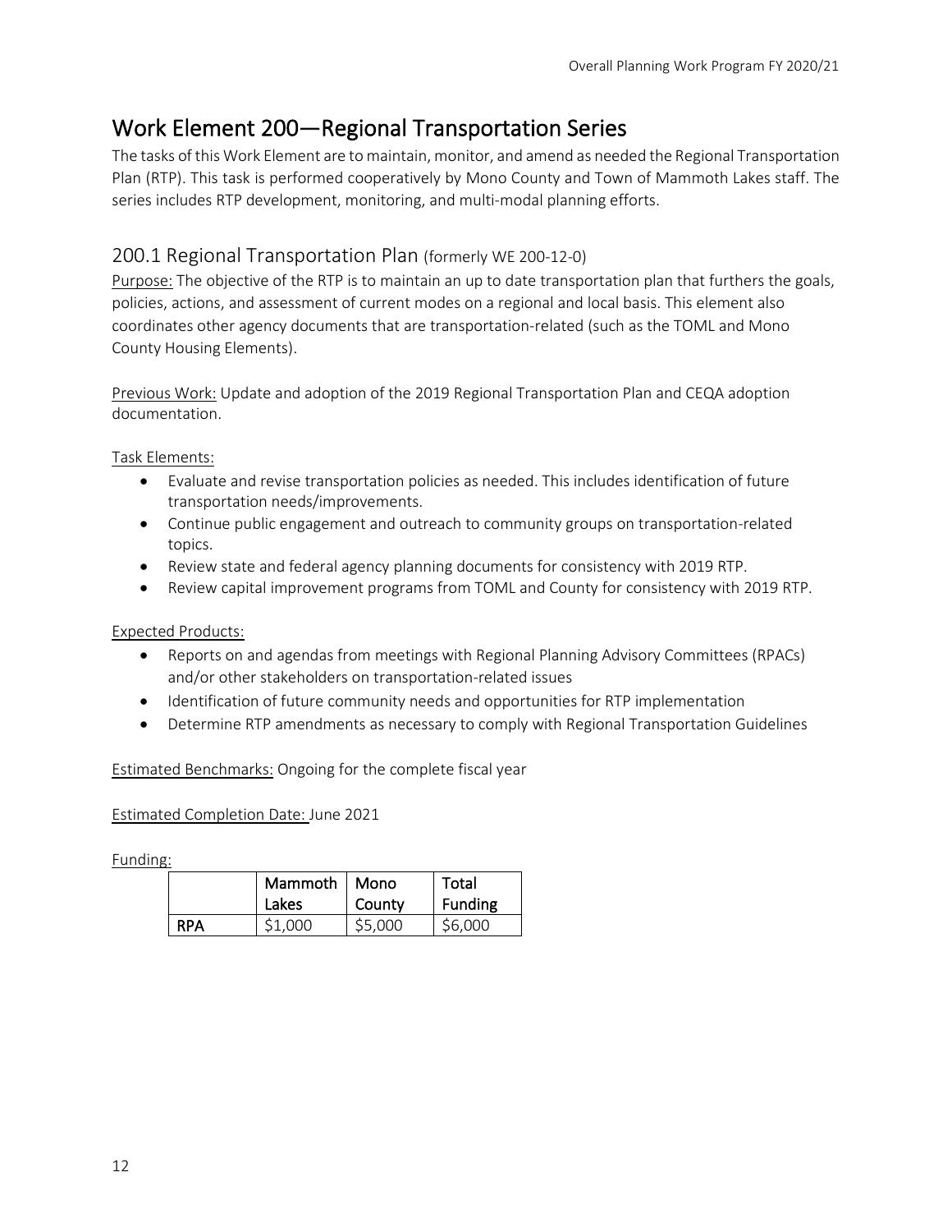# Work Element 200—Regional Transportation Series

The tasks of this Work Element are to maintain, monitor, and amend as needed the Regional Transportation Plan (RTP). This task is performed cooperatively by Mono County and Town of Mammoth Lakes staff. The series includes RTP development, monitoring, and multi-modal planning efforts.

## 200.1 Regional Transportation Plan (formerly WE 200-12-0)

Purpose: The objective of the RTP is to maintain an up to date transportation plan that furthers the goals, policies, actions, and assessment of current modes on a regional and local basis. This element also coordinates other agency documents that are transportation-related (such as the TOML and Mono County Housing Elements).

Previous Work: Update and adoption of the 2019 Regional Transportation Plan and CEQA adoption documentation.

Task Elements:

- Evaluate and revise transportation policies as needed. This includes identification of future transportation needs/improvements.
- Continue public engagement and outreach to community groups on transportation-related topics.
- Review state and federal agency planning documents for consistency with 2019 RTP.
- Review capital improvement programs from TOML and County for consistency with 2019 RTP.

Expected Products:

- Reports on and agendas from meetings with Regional Planning Advisory Committees (RPACs) and/or other stakeholders on transportation-related issues
- Identification of future community needs and opportunities for RTP implementation
- Determine RTP amendments as necessary to comply with Regional Transportation Guidelines

Estimated Benchmarks: Ongoing for the complete fiscal year

Estimated Completion Date: June 2021

Funding:

| | Mammoth Lakes | Mono County | Total Funding |
|---|---|---|---|
| RPA | $1,000 | $5,000 | $6,000 |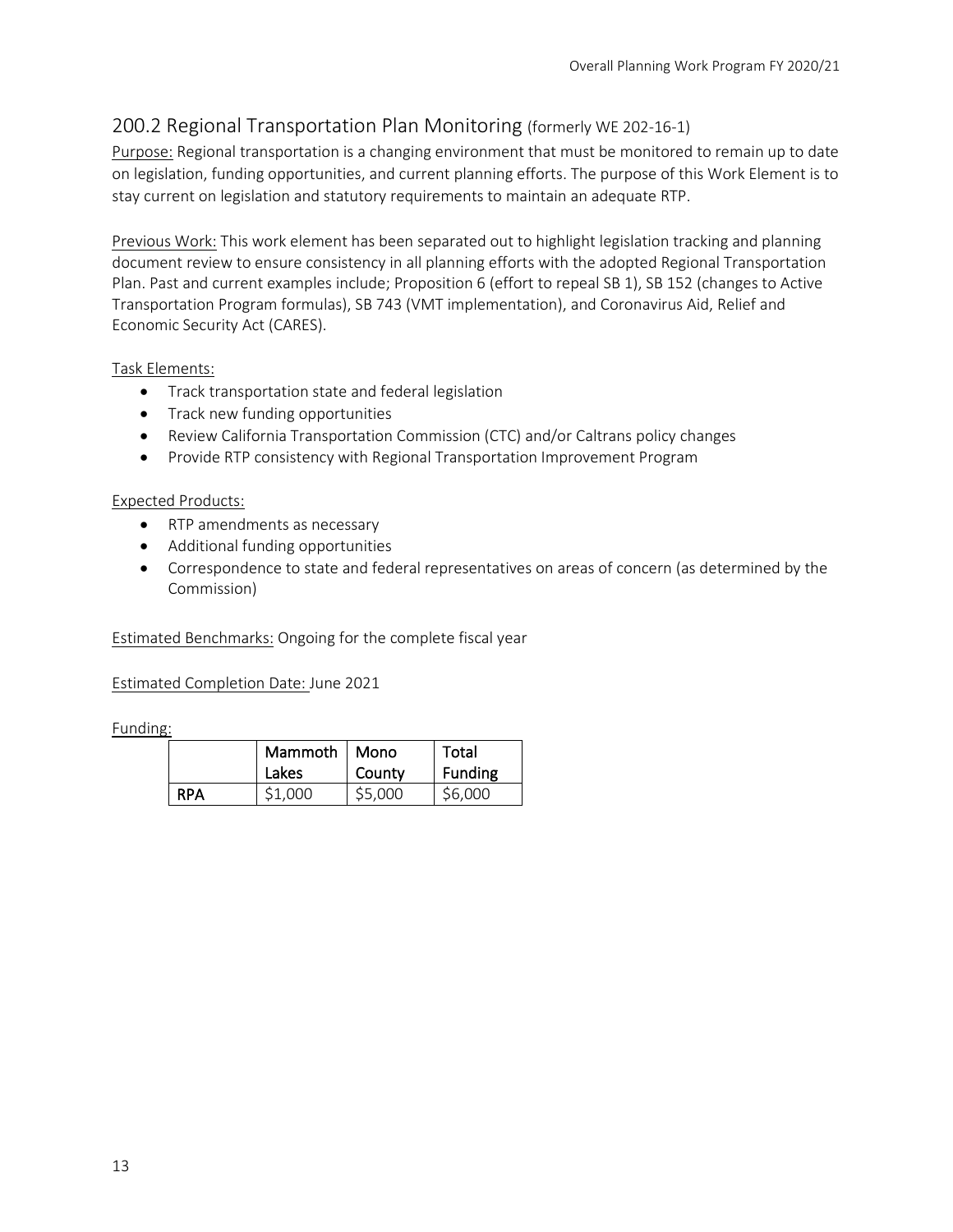## 200.2 Regional Transportation Plan Monitoring (formerly WE 202-16-1)

Purpose: Regional transportation is a changing environment that must be monitored to remain up to date on legislation, funding opportunities, and current planning efforts. The purpose of this Work Element is to stay current on legislation and statutory requirements to maintain an adequate RTP.

Previous Work: This work element has been separated out to highlight legislation tracking and planning document review to ensure consistency in all planning efforts with the adopted Regional Transportation Plan. Past and current examples include; Proposition 6 (effort to repeal SB 1), SB 152 (changes to Active Transportation Program formulas), SB 743 (VMT implementation), and Coronavirus Aid, Relief and Economic Security Act (CARES).

Task Elements:

- Track transportation state and federal legislation
- Track new funding opportunities
- Review California Transportation Commission (CTC) and/or Caltrans policy changes
- Provide RTP consistency with Regional Transportation Improvement Program

Expected Products:

- RTP amendments as necessary
- Additional funding opportunities
- Correspondence to state and federal representatives on areas of concern (as determined by the Commission)

Estimated Benchmarks: Ongoing for the complete fiscal year

Estimated Completion Date: June 2021

Funding:

| | Mammoth Lakes | Mono County | Total Funding |
|---|---|---|---|
| RPA | $1,000 | $5,000 | $6,000 |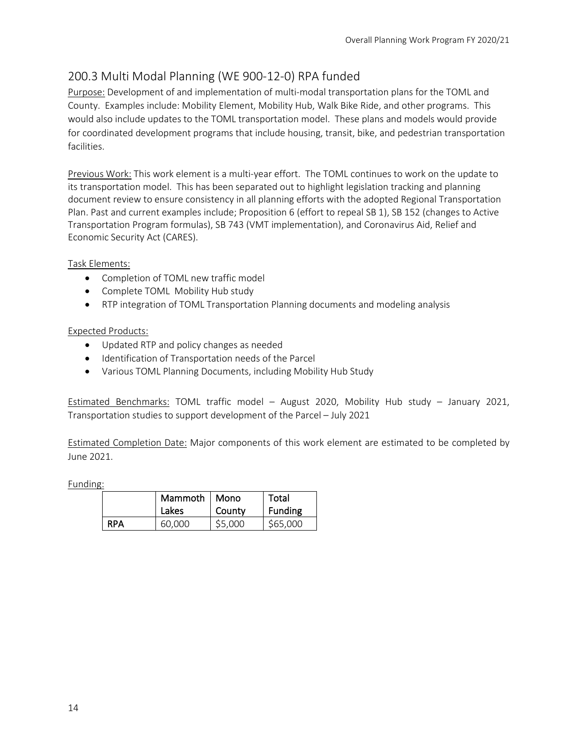## 200.3 Multi Modal Planning (WE 900-12-0) RPA funded

Purpose: Development of and implementation of multi-modal transportation plans for the TOML and County. Examples include: Mobility Element, Mobility Hub, Walk Bike Ride, and other programs. This would also include updates to the TOML transportation model. These plans and models would provide for coordinated development programs that include housing, transit, bike, and pedestrian transportation facilities.

Previous Work: This work element is a multi-year effort. The TOML continues to work on the update to its transportation model. This has been separated out to highlight legislation tracking and planning document review to ensure consistency in all planning efforts with the adopted Regional Transportation Plan. Past and current examples include; Proposition 6 (effort to repeal SB 1), SB 152 (changes to Active Transportation Program formulas), SB 743 (VMT implementation), and Coronavirus Aid, Relief and Economic Security Act (CARES).

Task Elements:

- Completion of TOML new traffic model
- Complete TOML Mobility Hub study
- RTP integration of TOML Transportation Planning documents and modeling analysis

Expected Products:

- Updated RTP and policy changes as needed
- Identification of Transportation needs of the Parcel
- Various TOML Planning Documents, including Mobility Hub Study

Estimated Benchmarks: TOML traffic model – August 2020, Mobility Hub study – January 2021, Transportation studies to support development of the Parcel – July 2021

Estimated Completion Date: Major components of this work element are estimated to be completed by June 2021.

Funding:

| | Mammoth Lakes | Mono County | Total Funding |
|---|---|---|---|
| RPA | 60,000 | $5,000 | $65,000 |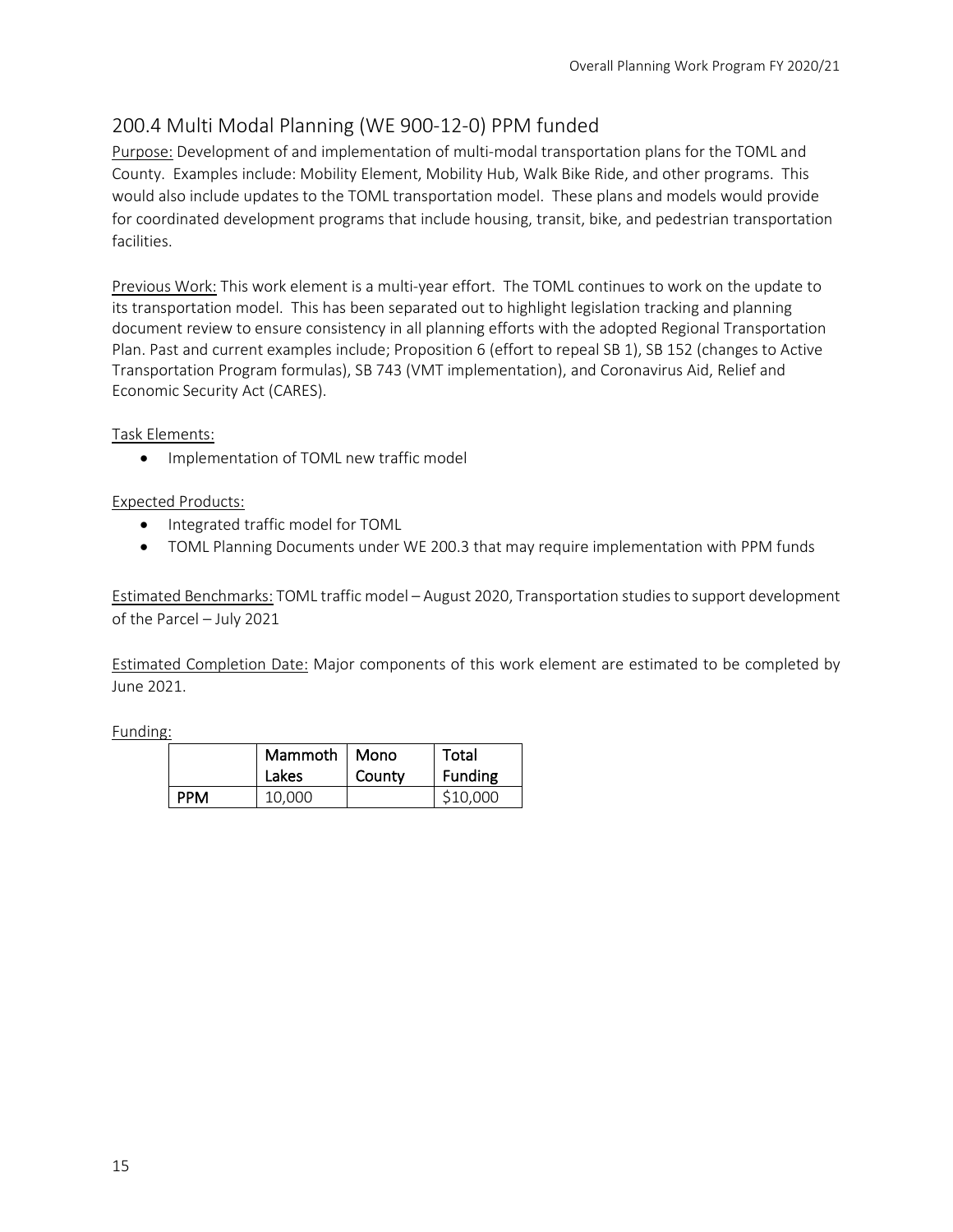## 200.4 Multi Modal Planning (WE 900-12-0) PPM funded

Purpose: Development of and implementation of multi-modal transportation plans for the TOML and County. Examples include: Mobility Element, Mobility Hub, Walk Bike Ride, and other programs. This would also include updates to the TOML transportation model. These plans and models would provide for coordinated development programs that include housing, transit, bike, and pedestrian transportation facilities.

Previous Work: This work element is a multi-year effort. The TOML continues to work on the update to its transportation model. This has been separated out to highlight legislation tracking and planning document review to ensure consistency in all planning efforts with the adopted Regional Transportation Plan. Past and current examples include; Proposition 6 (effort to repeal SB 1), SB 152 (changes to Active Transportation Program formulas), SB 743 (VMT implementation), and Coronavirus Aid, Relief and Economic Security Act (CARES).

Task Elements:

- Implementation of TOML new traffic model

Expected Products:

- Integrated traffic model for TOML
- TOML Planning Documents under WE 200.3 that may require implementation with PPM funds

Estimated Benchmarks: TOML traffic model – August 2020, Transportation studies to support development of the Parcel – July 2021

Estimated Completion Date: Major components of this work element are estimated to be completed by June 2021.

Funding:

| | Mammoth Lakes | Mono County | Total Funding |
|---|---|---|---|
| PPM | 10,000 | | $10,000 |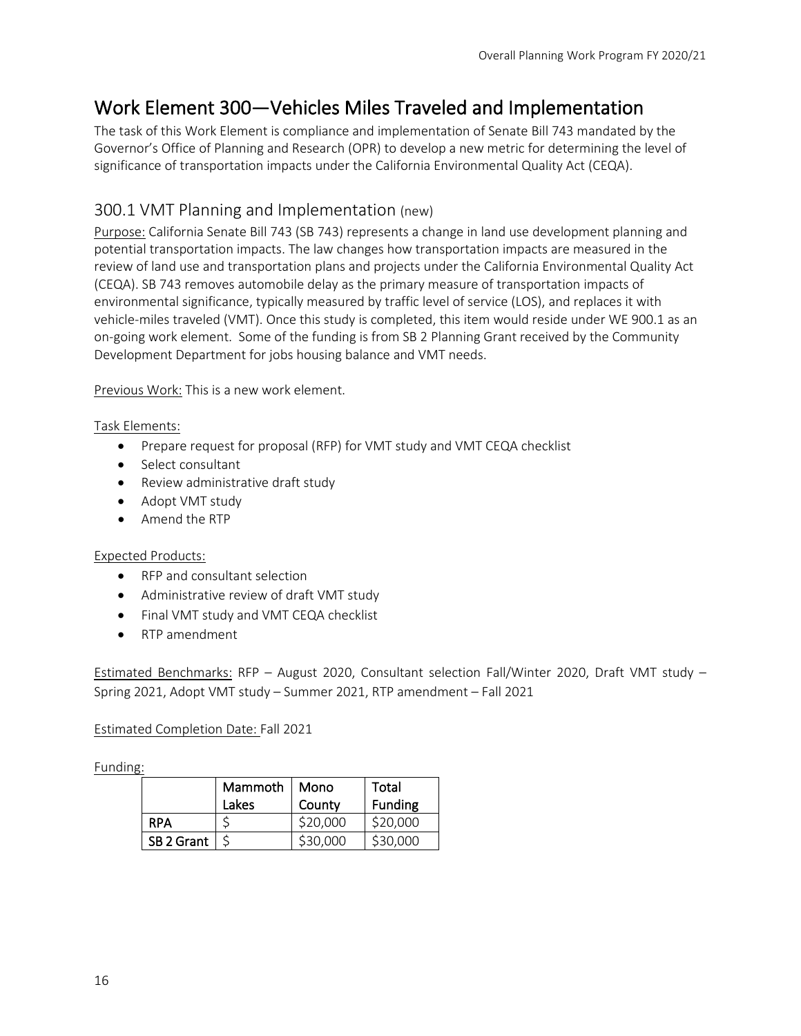# Work Element 300—Vehicles Miles Traveled and Implementation

The task of this Work Element is compliance and implementation of Senate Bill 743 mandated by the Governor's Office of Planning and Research (OPR) to develop a new metric for determining the level of significance of transportation impacts under the California Environmental Quality Act (CEQA).

## 300.1 VMT Planning and Implementation (new)

Purpose: California Senate Bill 743 (SB 743) represents a change in land use development planning and potential transportation impacts. The law changes how transportation impacts are measured in the review of land use and transportation plans and projects under the California Environmental Quality Act (CEQA). SB 743 removes automobile delay as the primary measure of transportation impacts of environmental significance, typically measured by traffic level of service (LOS), and replaces it with vehicle-miles traveled (VMT). Once this study is completed, this item would reside under WE 900.1 as an on-going work element. Some of the funding is from SB 2 Planning Grant received by the Community Development Department for jobs housing balance and VMT needs.

Previous Work: This is a new work element.

Task Elements:

- Prepare request for proposal (RFP) for VMT study and VMT CEQA checklist
- Select consultant
- Review administrative draft study
- Adopt VMT study
- Amend the RTP

Expected Products:

- RFP and consultant selection
- Administrative review of draft VMT study
- Final VMT study and VMT CEQA checklist
- RTP amendment

Estimated Benchmarks: RFP – August 2020, Consultant selection Fall/Winter 2020, Draft VMT study – Spring 2021, Adopt VMT study – Summer 2021, RTP amendment – Fall 2021

Estimated Completion Date: Fall 2021

Funding:

| | Mammoth Lakes | Mono County | Total Funding |
|---|---|---|---|
| RPA | $ | $20,000 | $20,000 |
| SB 2 Grant | $ | $30,000 | $30,000 |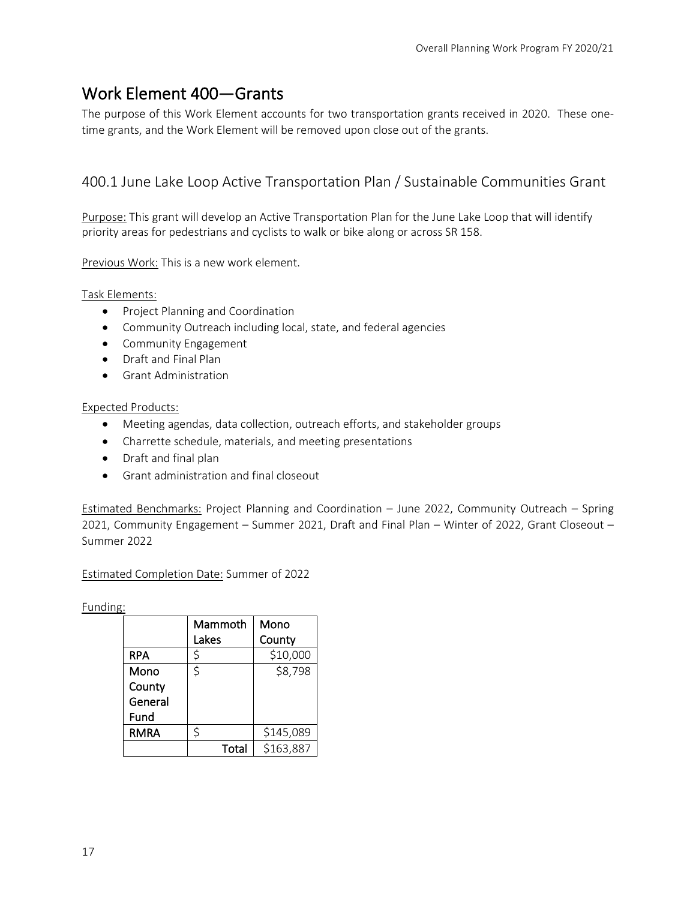# Work Element 400—Grants

The purpose of this Work Element accounts for two transportation grants received in 2020. These one-time grants, and the Work Element will be removed upon close out of the grants.

## 400.1 June Lake Loop Active Transportation Plan / Sustainable Communities Grant

Purpose: This grant will develop an Active Transportation Plan for the June Lake Loop that will identify priority areas for pedestrians and cyclists to walk or bike along or across SR 158.

Previous Work: This is a new work element.

Task Elements:

- Project Planning and Coordination
- Community Outreach including local, state, and federal agencies
- Community Engagement
- Draft and Final Plan
- Grant Administration

Expected Products:

- Meeting agendas, data collection, outreach efforts, and stakeholder groups
- Charrette schedule, materials, and meeting presentations
- Draft and final plan
- Grant administration and final closeout

Estimated Benchmarks: Project Planning and Coordination – June 2022, Community Outreach – Spring 2021, Community Engagement – Summer 2021, Draft and Final Plan – Winter of 2022, Grant Closeout – Summer 2022

Estimated Completion Date: Summer of 2022

Funding:

| | Mammoth Lakes | Mono County |
|---|---|---|
| RPA | $ | $10,000 |
| Mono County General Fund | $ | $8,798 |
| RMRA | $ | $145,089 |
| | Total | $163,887 |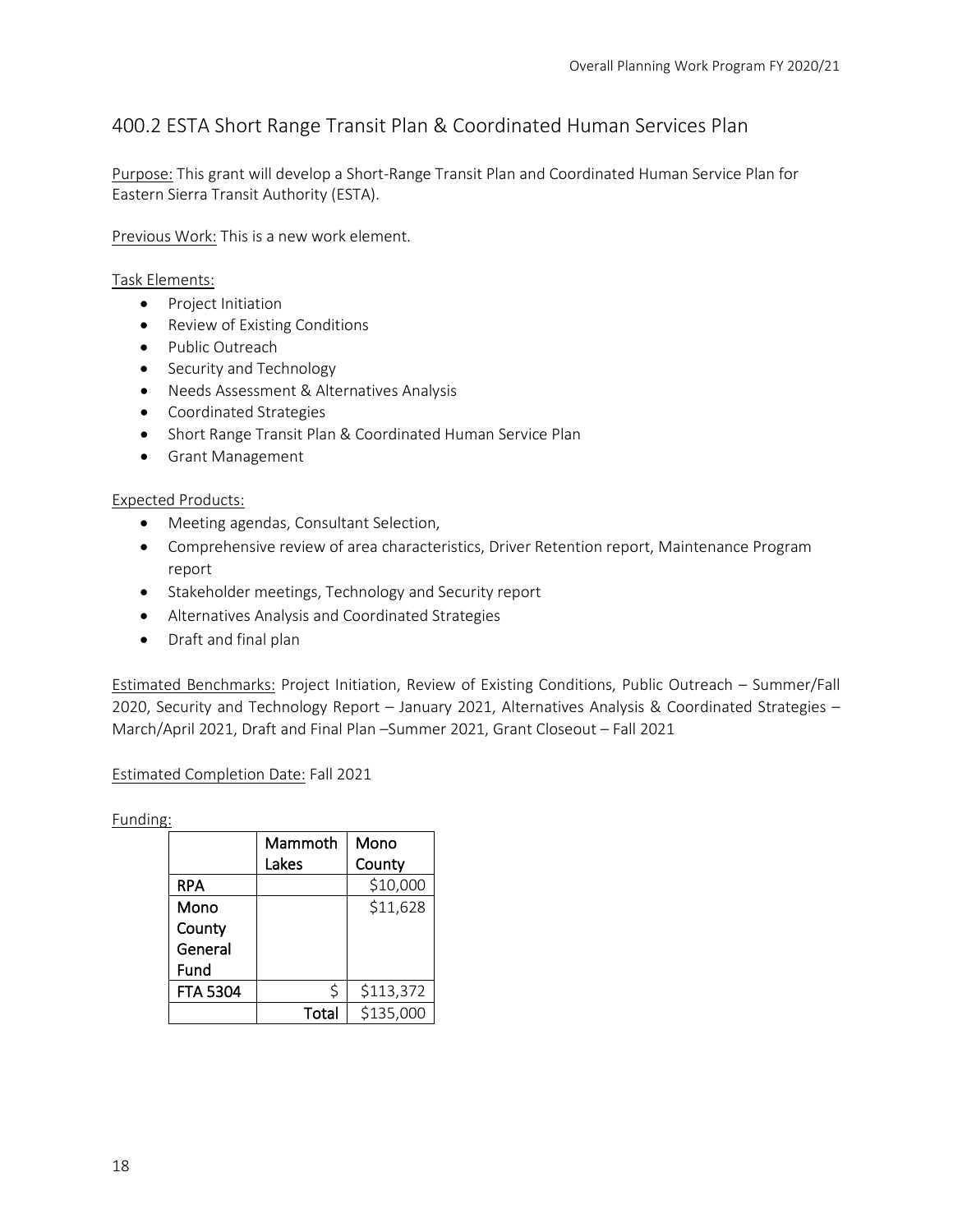## 400.2 ESTA Short Range Transit Plan & Coordinated Human Services Plan

Purpose: This grant will develop a Short-Range Transit Plan and Coordinated Human Service Plan for Eastern Sierra Transit Authority (ESTA).

Previous Work: This is a new work element.

Task Elements:

- Project Initiation
- Review of Existing Conditions
- Public Outreach
- Security and Technology
- Needs Assessment & Alternatives Analysis
- Coordinated Strategies
- Short Range Transit Plan & Coordinated Human Service Plan
- Grant Management

Expected Products:

- Meeting agendas, Consultant Selection,
- Comprehensive review of area characteristics, Driver Retention report, Maintenance Program report
- Stakeholder meetings, Technology and Security report
- Alternatives Analysis and Coordinated Strategies
- Draft and final plan

Estimated Benchmarks: Project Initiation, Review of Existing Conditions, Public Outreach – Summer/Fall 2020, Security and Technology Report – January 2021, Alternatives Analysis & Coordinated Strategies – March/April 2021, Draft and Final Plan –Summer 2021, Grant Closeout – Fall 2021

Estimated Completion Date: Fall 2021

Funding:

| | Mammoth Lakes | Mono County |
|---|---|---|
| RPA | | $10,000 |
| Mono County General Fund | | $11,628 |
| FTA 5304 | $ | $113,372 |
| | Total | $135,000 |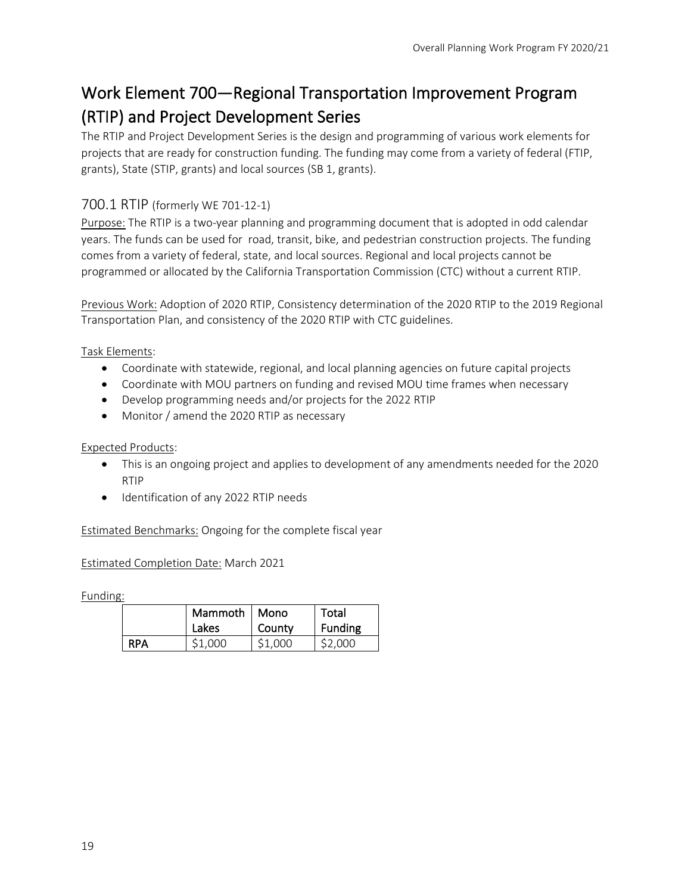# Work Element 700—Regional Transportation Improvement Program (RTIP) and Project Development Series

The RTIP and Project Development Series is the design and programming of various work elements for projects that are ready for construction funding. The funding may come from a variety of federal (FTIP, grants), State (STIP, grants) and local sources (SB 1, grants).

## 700.1 RTIP (formerly WE 701-12-1)

Purpose: The RTIP is a two-year planning and programming document that is adopted in odd calendar years. The funds can be used for road, transit, bike, and pedestrian construction projects. The funding comes from a variety of federal, state, and local sources. Regional and local projects cannot be programmed or allocated by the California Transportation Commission (CTC) without a current RTIP.

Previous Work: Adoption of 2020 RTIP, Consistency determination of the 2020 RTIP to the 2019 Regional Transportation Plan, and consistency of the 2020 RTIP with CTC guidelines.

Task Elements:

- Coordinate with statewide, regional, and local planning agencies on future capital projects
- Coordinate with MOU partners on funding and revised MOU time frames when necessary
- Develop programming needs and/or projects for the 2022 RTIP
- Monitor / amend the 2020 RTIP as necessary

Expected Products:

- This is an ongoing project and applies to development of any amendments needed for the 2020 RTIP
- Identification of any 2022 RTIP needs

Estimated Benchmarks: Ongoing for the complete fiscal year

Estimated Completion Date: March 2021

Funding:

| | Mammoth Lakes | Mono County | Total Funding |
|---|---|---|---|
| **RPA** | $1,000 | $1,000 | $2,000 |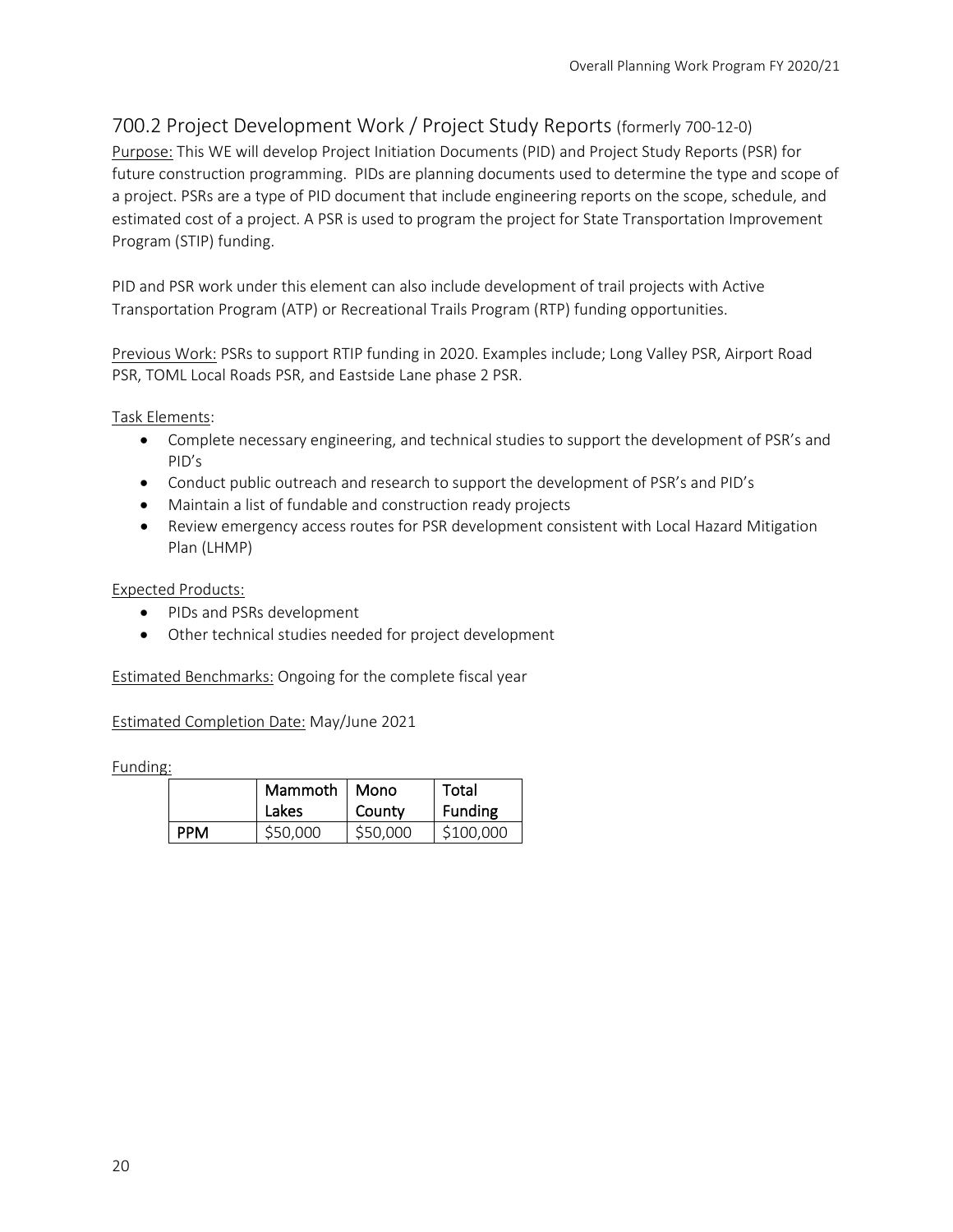## 700.2 Project Development Work / Project Study Reports (formerly 700-12-0)

Purpose: This WE will develop Project Initiation Documents (PID) and Project Study Reports (PSR) for future construction programming. PIDs are planning documents used to determine the type and scope of a project. PSRs are a type of PID document that include engineering reports on the scope, schedule, and estimated cost of a project. A PSR is used to program the project for State Transportation Improvement Program (STIP) funding.

PID and PSR work under this element can also include development of trail projects with Active Transportation Program (ATP) or Recreational Trails Program (RTP) funding opportunities.

Previous Work: PSRs to support RTIP funding in 2020. Examples include; Long Valley PSR, Airport Road PSR, TOML Local Roads PSR, and Eastside Lane phase 2 PSR.

Task Elements:

- Complete necessary engineering, and technical studies to support the development of PSR's and PID's
- Conduct public outreach and research to support the development of PSR's and PID's
- Maintain a list of fundable and construction ready projects
- Review emergency access routes for PSR development consistent with Local Hazard Mitigation Plan (LHMP)

Expected Products:

- PIDs and PSRs development
- Other technical studies needed for project development

Estimated Benchmarks: Ongoing for the complete fiscal year

Estimated Completion Date: May/June 2021

Funding:

| | Mammoth Lakes | Mono County | Total Funding |
|---|---|---|---|
| PPM | $50,000 | $50,000 | $100,000 |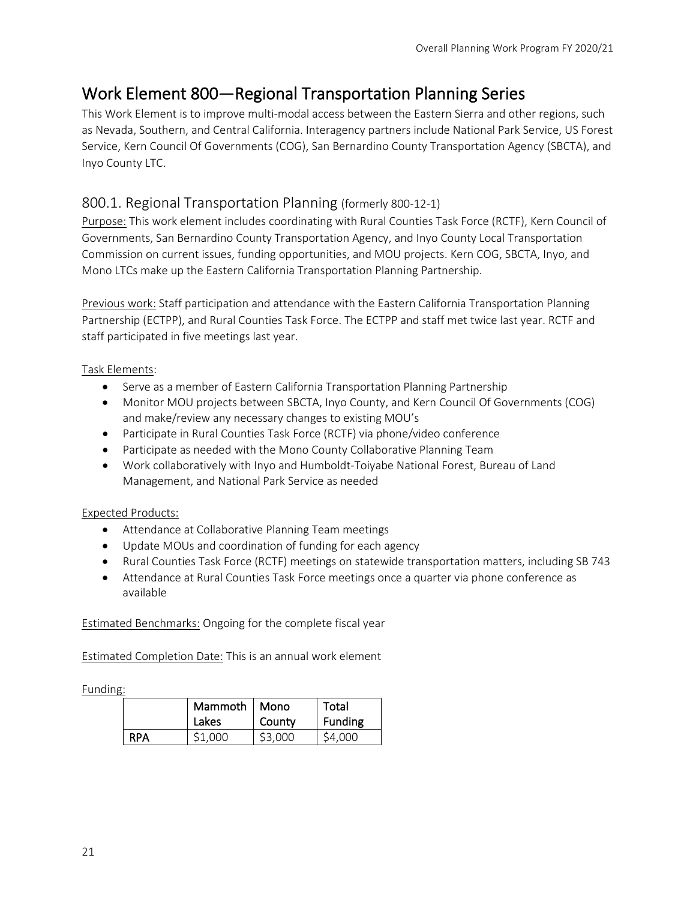# Work Element 800—Regional Transportation Planning Series

This Work Element is to improve multi-modal access between the Eastern Sierra and other regions, such as Nevada, Southern, and Central California. Interagency partners include National Park Service, US Forest Service, Kern Council Of Governments (COG), San Bernardino County Transportation Agency (SBCTA), and Inyo County LTC.

## 800.1. Regional Transportation Planning (formerly 800-12-1)

Purpose: This work element includes coordinating with Rural Counties Task Force (RCTF), Kern Council of Governments, San Bernardino County Transportation Agency, and Inyo County Local Transportation Commission on current issues, funding opportunities, and MOU projects. Kern COG, SBCTA, Inyo, and Mono LTCs make up the Eastern California Transportation Planning Partnership.

Previous work: Staff participation and attendance with the Eastern California Transportation Planning Partnership (ECTPP), and Rural Counties Task Force. The ECTPP and staff met twice last year. RCTF and staff participated in five meetings last year.

Task Elements:

- Serve as a member of Eastern California Transportation Planning Partnership
- Monitor MOU projects between SBCTA, Inyo County, and Kern Council Of Governments (COG) and make/review any necessary changes to existing MOU's
- Participate in Rural Counties Task Force (RCTF) via phone/video conference
- Participate as needed with the Mono County Collaborative Planning Team
- Work collaboratively with Inyo and Humboldt-Toiyabe National Forest, Bureau of Land Management, and National Park Service as needed

Expected Products:

- Attendance at Collaborative Planning Team meetings
- Update MOUs and coordination of funding for each agency
- Rural Counties Task Force (RCTF) meetings on statewide transportation matters, including SB 743
- Attendance at Rural Counties Task Force meetings once a quarter via phone conference as available

Estimated Benchmarks: Ongoing for the complete fiscal year

Estimated Completion Date: This is an annual work element

Funding:

| | Mammoth Lakes | Mono County | Total Funding |
|---|---|---|---|
| **RPA** | $1,000 | $3,000 | $4,000 |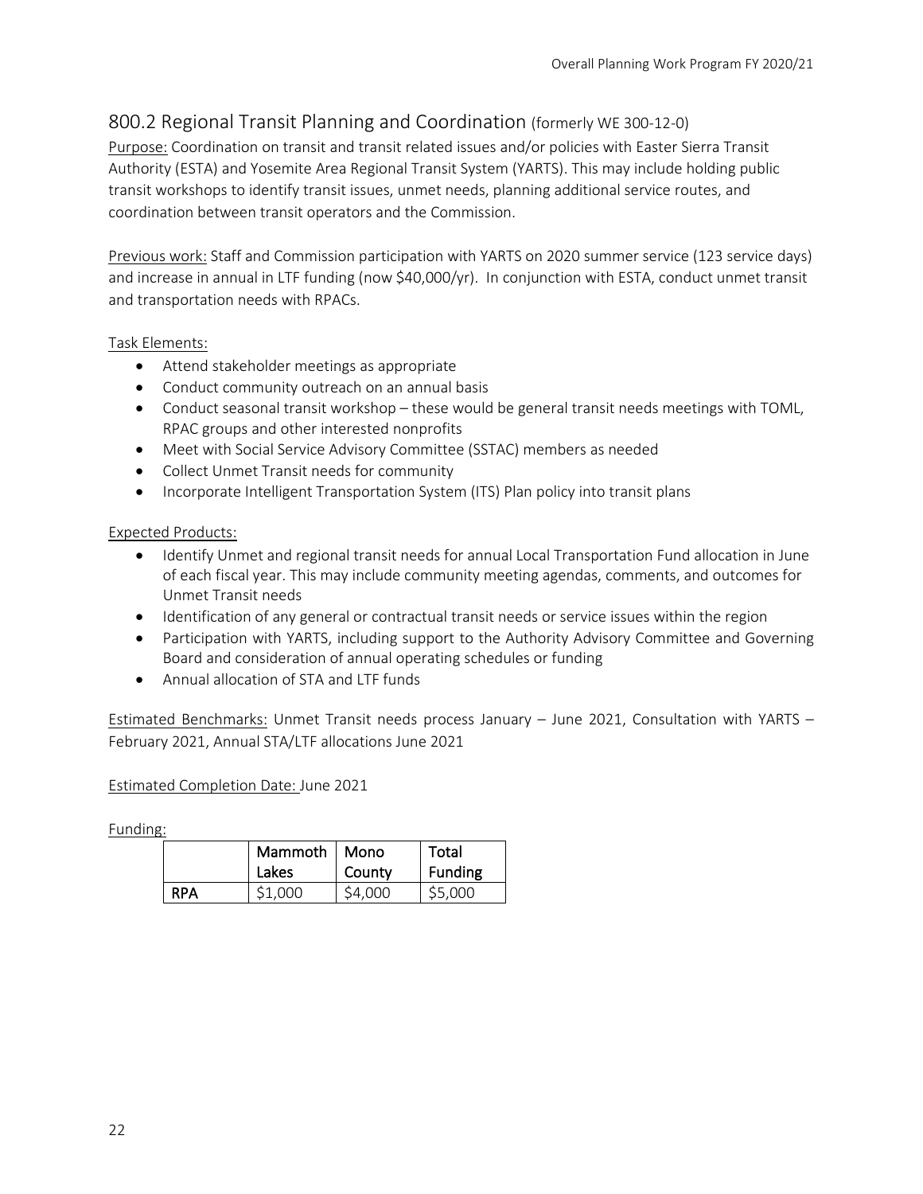## 800.2 Regional Transit Planning and Coordination (formerly WE 300-12-0)

Purpose: Coordination on transit and transit related issues and/or policies with Easter Sierra Transit Authority (ESTA) and Yosemite Area Regional Transit System (YARTS). This may include holding public transit workshops to identify transit issues, unmet needs, planning additional service routes, and coordination between transit operators and the Commission.

Previous work: Staff and Commission participation with YARTS on 2020 summer service (123 service days) and increase in annual in LTF funding (now $40,000/yr). In conjunction with ESTA, conduct unmet transit and transportation needs with RPACs.

Task Elements:

- Attend stakeholder meetings as appropriate
- Conduct community outreach on an annual basis
- Conduct seasonal transit workshop – these would be general transit needs meetings with TOML, RPAC groups and other interested nonprofits
- Meet with Social Service Advisory Committee (SSTAC) members as needed
- Collect Unmet Transit needs for community
- Incorporate Intelligent Transportation System (ITS) Plan policy into transit plans

Expected Products:

- Identify Unmet and regional transit needs for annual Local Transportation Fund allocation in June of each fiscal year. This may include community meeting agendas, comments, and outcomes for Unmet Transit needs
- Identification of any general or contractual transit needs or service issues within the region
- Participation with YARTS, including support to the Authority Advisory Committee and Governing Board and consideration of annual operating schedules or funding
- Annual allocation of STA and LTF funds

Estimated Benchmarks: Unmet Transit needs process January – June 2021, Consultation with YARTS – February 2021, Annual STA/LTF allocations June 2021

Estimated Completion Date: June 2021

Funding:

| | Mammoth Lakes | Mono County | Total Funding |
|---|---|---|---|
| RPA | $1,000 | $4,000 | $5,000 |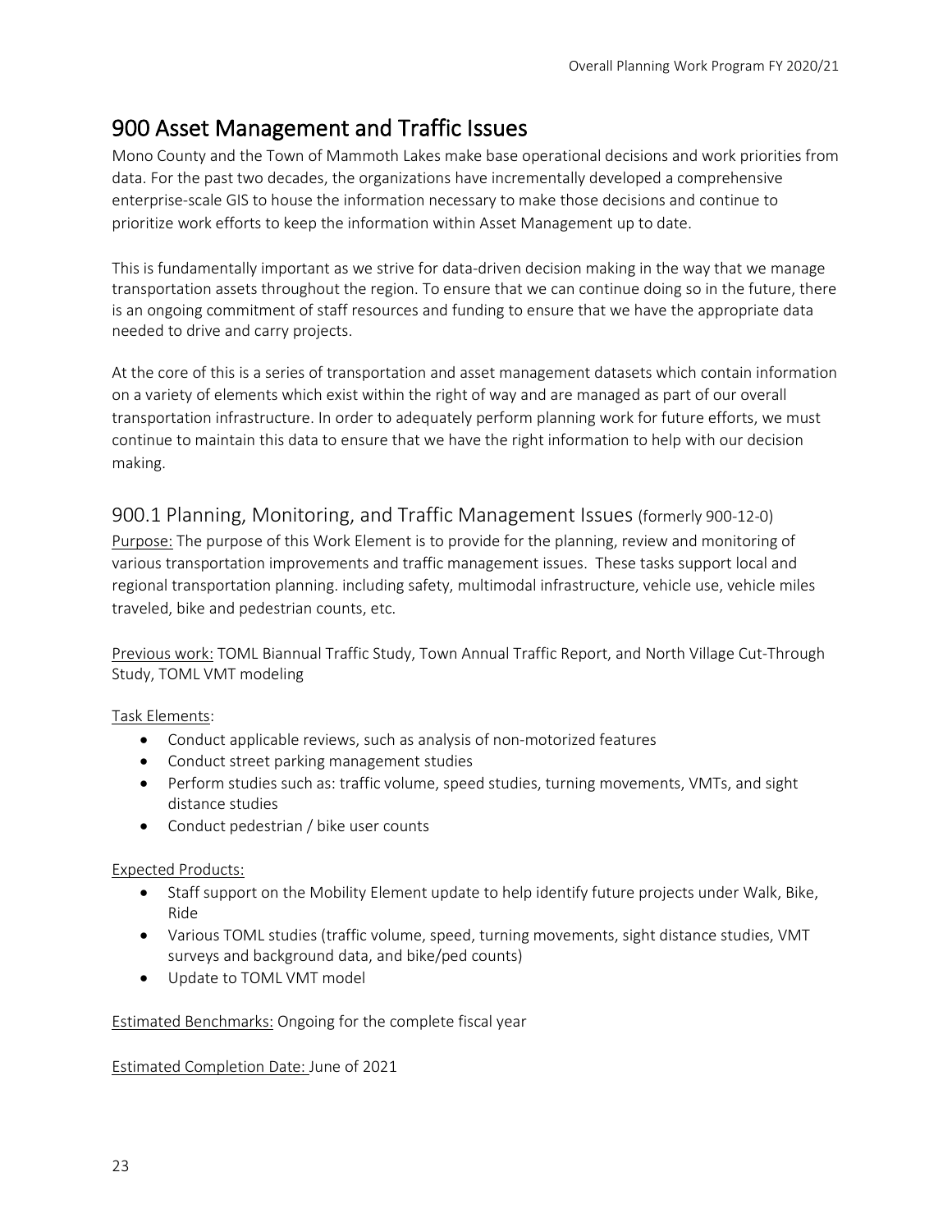# 900 Asset Management and Traffic Issues

Mono County and the Town of Mammoth Lakes make base operational decisions and work priorities from data. For the past two decades, the organizations have incrementally developed a comprehensive enterprise-scale GIS to house the information necessary to make those decisions and continue to prioritize work efforts to keep the information within Asset Management up to date.

This is fundamentally important as we strive for data-driven decision making in the way that we manage transportation assets throughout the region. To ensure that we can continue doing so in the future, there is an ongoing commitment of staff resources and funding to ensure that we have the appropriate data needed to drive and carry projects.

At the core of this is a series of transportation and asset management datasets which contain information on a variety of elements which exist within the right of way and are managed as part of our overall transportation infrastructure. In order to adequately perform planning work for future efforts, we must continue to maintain this data to ensure that we have the right information to help with our decision making.

## 900.1 Planning, Monitoring, and Traffic Management Issues (formerly 900-12-0)

Purpose: The purpose of this Work Element is to provide for the planning, review and monitoring of various transportation improvements and traffic management issues. These tasks support local and regional transportation planning. including safety, multimodal infrastructure, vehicle use, vehicle miles traveled, bike and pedestrian counts, etc.

Previous work: TOML Biannual Traffic Study, Town Annual Traffic Report, and North Village Cut-Through Study, TOML VMT modeling

Task Elements:

- Conduct applicable reviews, such as analysis of non-motorized features
- Conduct street parking management studies
- Perform studies such as: traffic volume, speed studies, turning movements, VMTs, and sight distance studies
- Conduct pedestrian / bike user counts

Expected Products:

- Staff support on the Mobility Element update to help identify future projects under Walk, Bike, Ride
- Various TOML studies (traffic volume, speed, turning movements, sight distance studies, VMT surveys and background data, and bike/ped counts)
- Update to TOML VMT model

Estimated Benchmarks: Ongoing for the complete fiscal year

Estimated Completion Date: June of 2021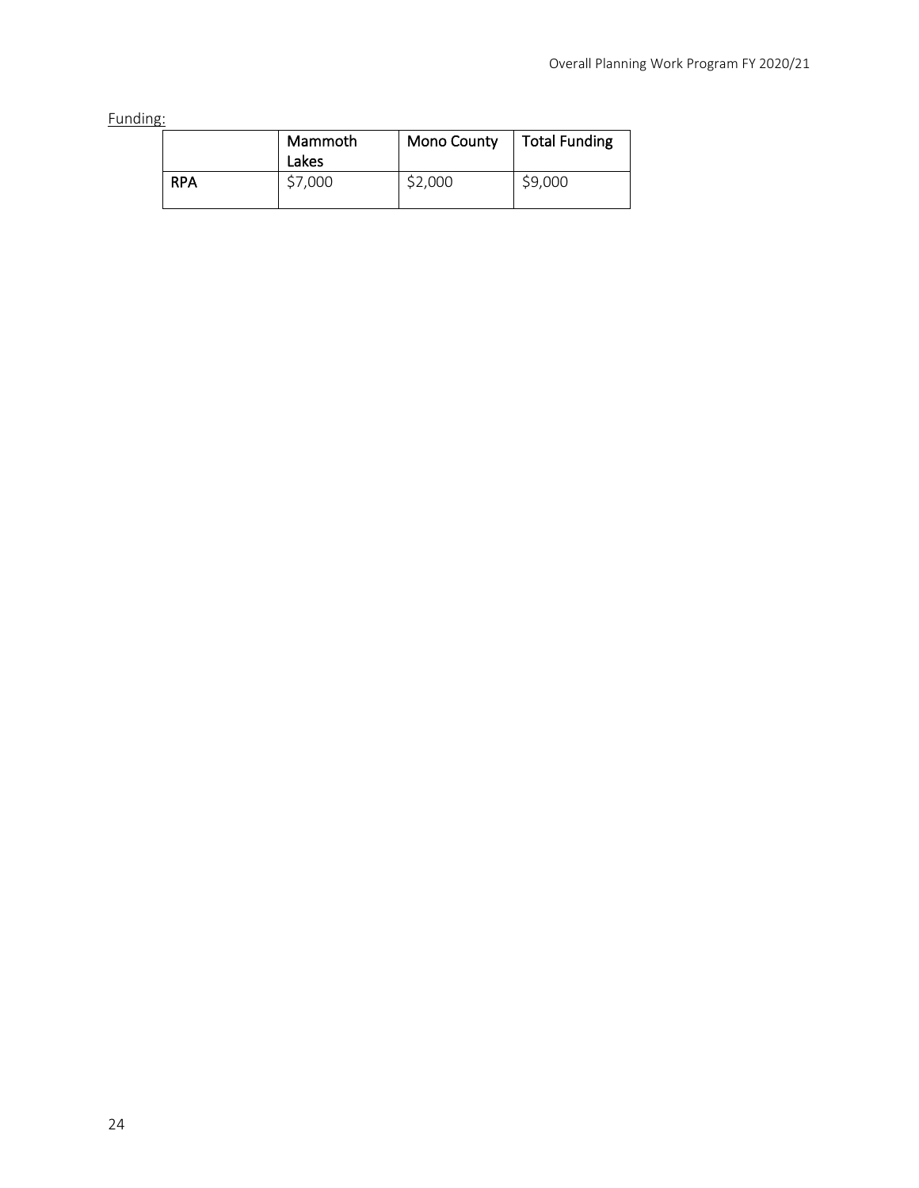Funding:

| | Mammoth Lakes | Mono County | Total Funding |
|---|---|---|---|
| **RPA** | $7,000 | $2,000 | $9,000 |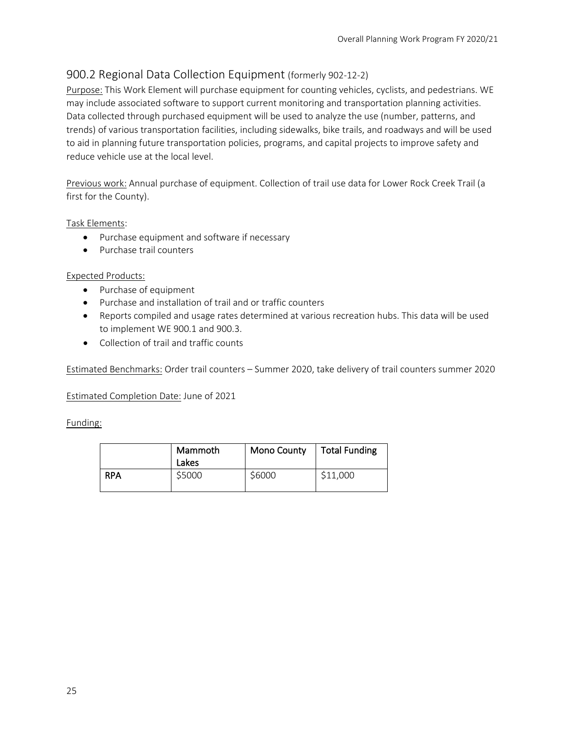## 900.2 Regional Data Collection Equipment (formerly 902-12-2)

Purpose: This Work Element will purchase equipment for counting vehicles, cyclists, and pedestrians. WE may include associated software to support current monitoring and transportation planning activities. Data collected through purchased equipment will be used to analyze the use (number, patterns, and trends) of various transportation facilities, including sidewalks, bike trails, and roadways and will be used to aid in planning future transportation policies, programs, and capital projects to improve safety and reduce vehicle use at the local level.

Previous work: Annual purchase of equipment. Collection of trail use data for Lower Rock Creek Trail (a first for the County).

Task Elements:

- Purchase equipment and software if necessary
- Purchase trail counters

Expected Products:

- Purchase of equipment
- Purchase and installation of trail and or traffic counters
- Reports compiled and usage rates determined at various recreation hubs. This data will be used to implement WE 900.1 and 900.3.
- Collection of trail and traffic counts

Estimated Benchmarks: Order trail counters – Summer 2020, take delivery of trail counters summer 2020

Estimated Completion Date: June of 2021

Funding:

| | Mammoth Lakes | Mono County | Total Funding |
|---|---|---|---|
| **RPA** | $5000 | $6000 | $11,000 |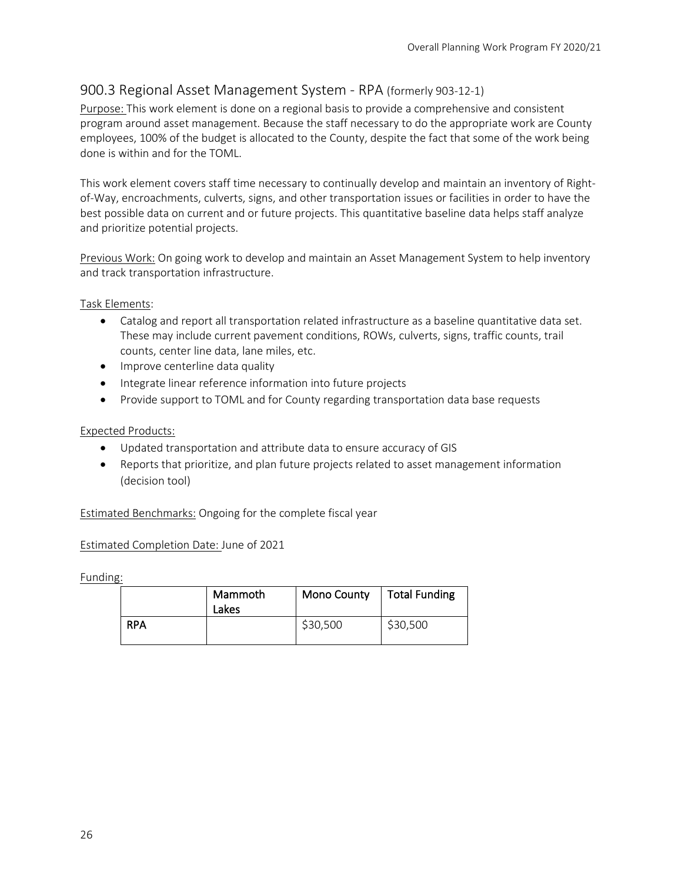## 900.3 Regional Asset Management System - RPA (formerly 903-12-1)

Purpose: This work element is done on a regional basis to provide a comprehensive and consistent program around asset management. Because the staff necessary to do the appropriate work are County employees, 100% of the budget is allocated to the County, despite the fact that some of the work being done is within and for the TOML.

This work element covers staff time necessary to continually develop and maintain an inventory of Right-of-Way, encroachments, culverts, signs, and other transportation issues or facilities in order to have the best possible data on current and or future projects. This quantitative baseline data helps staff analyze and prioritize potential projects.

Previous Work: On going work to develop and maintain an Asset Management System to help inventory and track transportation infrastructure.

Task Elements:

- Catalog and report all transportation related infrastructure as a baseline quantitative data set. These may include current pavement conditions, ROWs, culverts, signs, traffic counts, trail counts, center line data, lane miles, etc.
- Improve centerline data quality
- Integrate linear reference information into future projects
- Provide support to TOML and for County regarding transportation data base requests

Expected Products:

- Updated transportation and attribute data to ensure accuracy of GIS
- Reports that prioritize, and plan future projects related to asset management information (decision tool)

Estimated Benchmarks: Ongoing for the complete fiscal year

Estimated Completion Date: June of 2021

Funding:

| | Mammoth Lakes | Mono County | Total Funding |
|---|---|---|---|
| RPA | | $30,500 | $30,500 |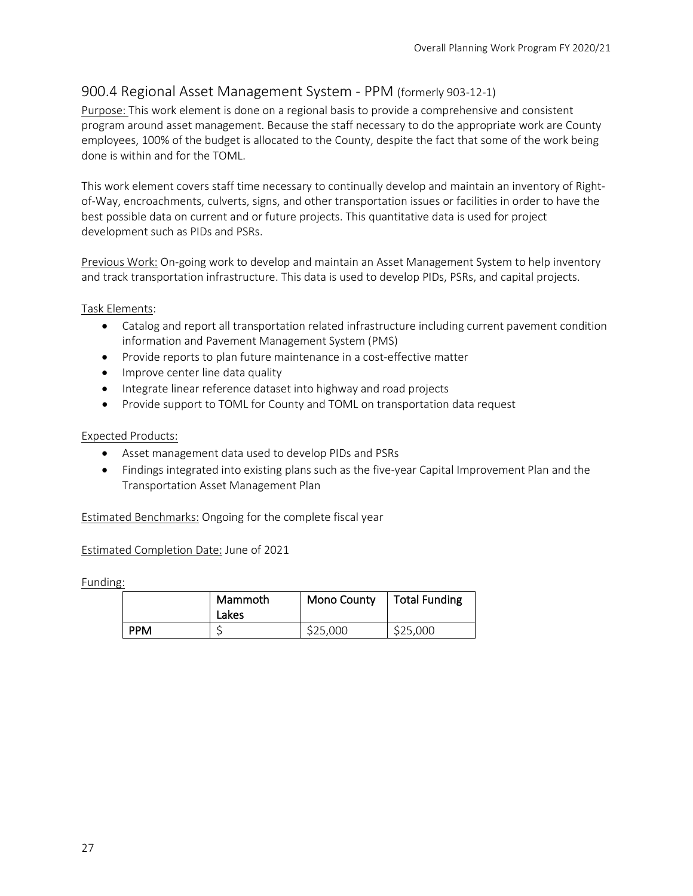## 900.4 Regional Asset Management System - PPM (formerly 903-12-1)

Purpose: This work element is done on a regional basis to provide a comprehensive and consistent program around asset management. Because the staff necessary to do the appropriate work are County employees, 100% of the budget is allocated to the County, despite the fact that some of the work being done is within and for the TOML.

This work element covers staff time necessary to continually develop and maintain an inventory of Right-of-Way, encroachments, culverts, signs, and other transportation issues or facilities in order to have the best possible data on current and or future projects. This quantitative data is used for project development such as PIDs and PSRs.

Previous Work: On-going work to develop and maintain an Asset Management System to help inventory and track transportation infrastructure. This data is used to develop PIDs, PSRs, and capital projects.

Task Elements:

- Catalog and report all transportation related infrastructure including current pavement condition information and Pavement Management System (PMS)
- Provide reports to plan future maintenance in a cost-effective matter
- Improve center line data quality
- Integrate linear reference dataset into highway and road projects
- Provide support to TOML for County and TOML on transportation data request

Expected Products:

- Asset management data used to develop PIDs and PSRs
- Findings integrated into existing plans such as the five-year Capital Improvement Plan and the Transportation Asset Management Plan

Estimated Benchmarks: Ongoing for the complete fiscal year

Estimated Completion Date: June of 2021

Funding:

| | Mammoth Lakes | Mono County | Total Funding |
|---|---|---|---|
| PPM | $ | $25,000 | $25,000 |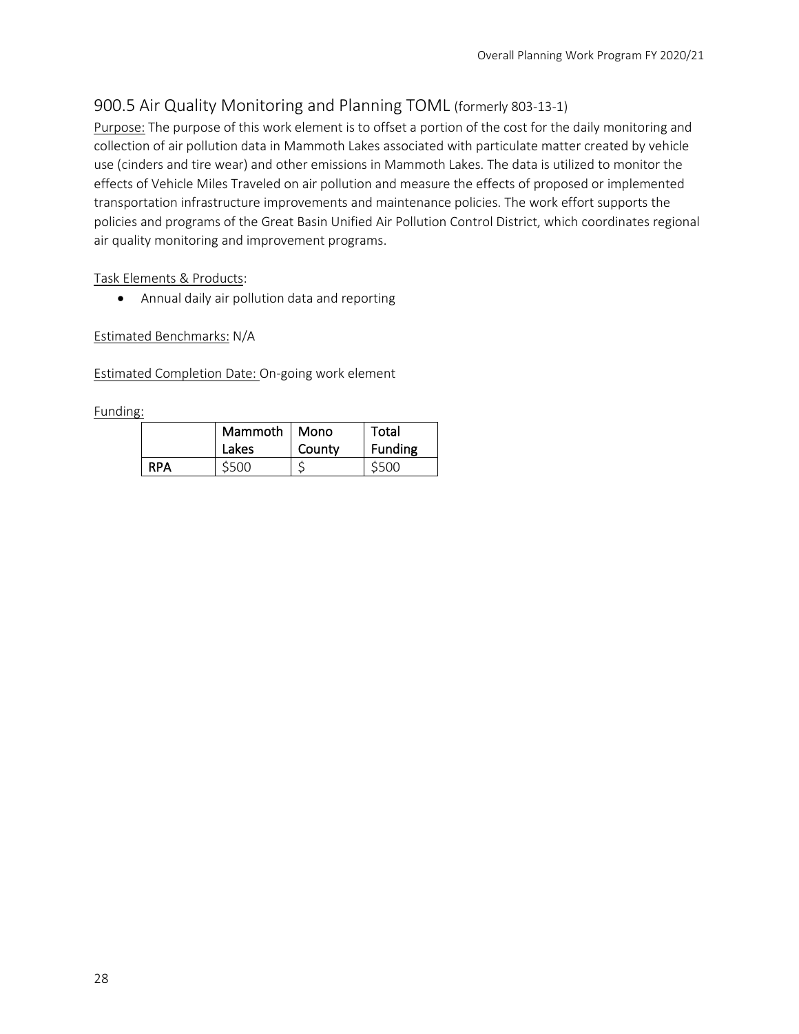## 900.5 Air Quality Monitoring and Planning TOML (formerly 803-13-1)

Purpose: The purpose of this work element is to offset a portion of the cost for the daily monitoring and collection of air pollution data in Mammoth Lakes associated with particulate matter created by vehicle use (cinders and tire wear) and other emissions in Mammoth Lakes. The data is utilized to monitor the effects of Vehicle Miles Traveled on air pollution and measure the effects of proposed or implemented transportation infrastructure improvements and maintenance policies. The work effort supports the policies and programs of the Great Basin Unified Air Pollution Control District, which coordinates regional air quality monitoring and improvement programs.

Task Elements & Products:

- Annual daily air pollution data and reporting

Estimated Benchmarks: N/A

Estimated Completion Date: On-going work element

Funding:

| | Mammoth Lakes | Mono County | Total Funding |
|---|---|---|---|
| **RPA** | $500 | $ | $500 |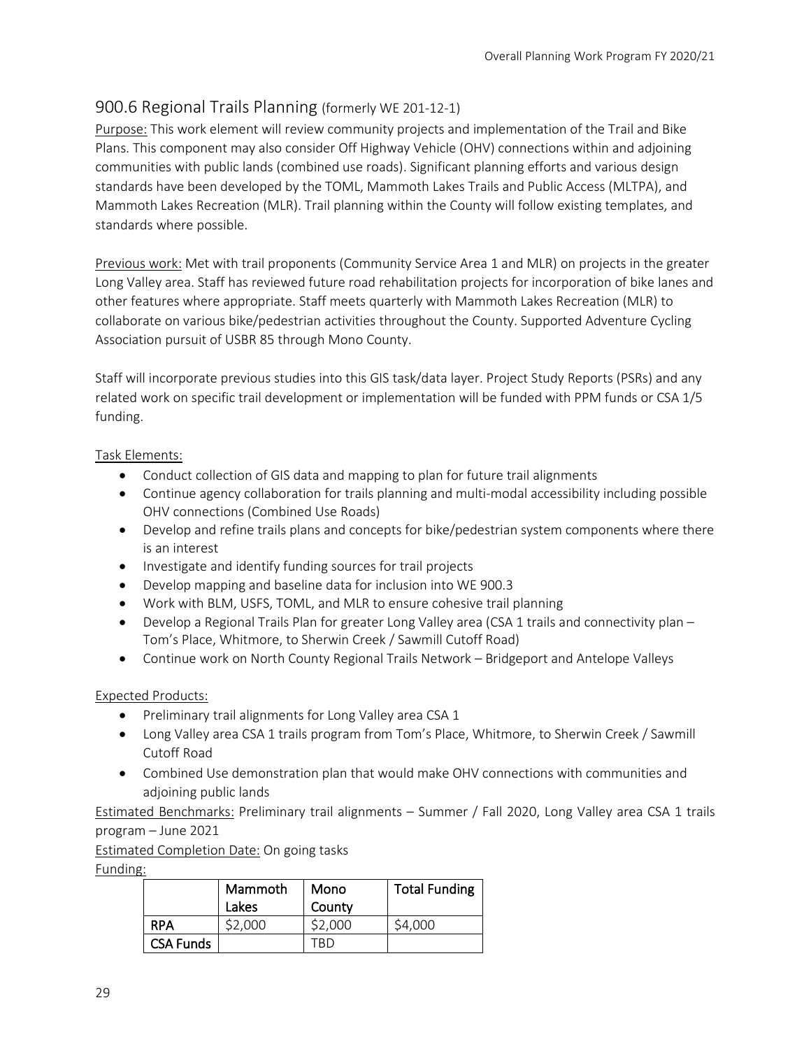## 900.6 Regional Trails Planning (formerly WE 201-12-1)

Purpose: This work element will review community projects and implementation of the Trail and Bike Plans. This component may also consider Off Highway Vehicle (OHV) connections within and adjoining communities with public lands (combined use roads). Significant planning efforts and various design standards have been developed by the TOML, Mammoth Lakes Trails and Public Access (MLTPA), and Mammoth Lakes Recreation (MLR). Trail planning within the County will follow existing templates, and standards where possible.

Previous work: Met with trail proponents (Community Service Area 1 and MLR) on projects in the greater Long Valley area. Staff has reviewed future road rehabilitation projects for incorporation of bike lanes and other features where appropriate. Staff meets quarterly with Mammoth Lakes Recreation (MLR) to collaborate on various bike/pedestrian activities throughout the County. Supported Adventure Cycling Association pursuit of USBR 85 through Mono County.

Staff will incorporate previous studies into this GIS task/data layer. Project Study Reports (PSRs) and any related work on specific trail development or implementation will be funded with PPM funds or CSA 1/5 funding.

Task Elements:

- Conduct collection of GIS data and mapping to plan for future trail alignments
- Continue agency collaboration for trails planning and multi-modal accessibility including possible OHV connections (Combined Use Roads)
- Develop and refine trails plans and concepts for bike/pedestrian system components where there is an interest
- Investigate and identify funding sources for trail projects
- Develop mapping and baseline data for inclusion into WE 900.3
- Work with BLM, USFS, TOML, and MLR to ensure cohesive trail planning
- Develop a Regional Trails Plan for greater Long Valley area (CSA 1 trails and connectivity plan – Tom's Place, Whitmore, to Sherwin Creek / Sawmill Cutoff Road)
- Continue work on North County Regional Trails Network – Bridgeport and Antelope Valleys

Expected Products:

- Preliminary trail alignments for Long Valley area CSA 1
- Long Valley area CSA 1 trails program from Tom's Place, Whitmore, to Sherwin Creek / Sawmill Cutoff Road
- Combined Use demonstration plan that would make OHV connections with communities and adjoining public lands

Estimated Benchmarks: Preliminary trail alignments – Summer / Fall 2020, Long Valley area CSA 1 trails program – June 2021

Estimated Completion Date: On going tasks

Funding:

| | Mammoth Lakes | Mono County | Total Funding |
|---|---|---|---|
| RPA | $2,000 | $2,000 | $4,000 |
| CSA Funds | | TBD | |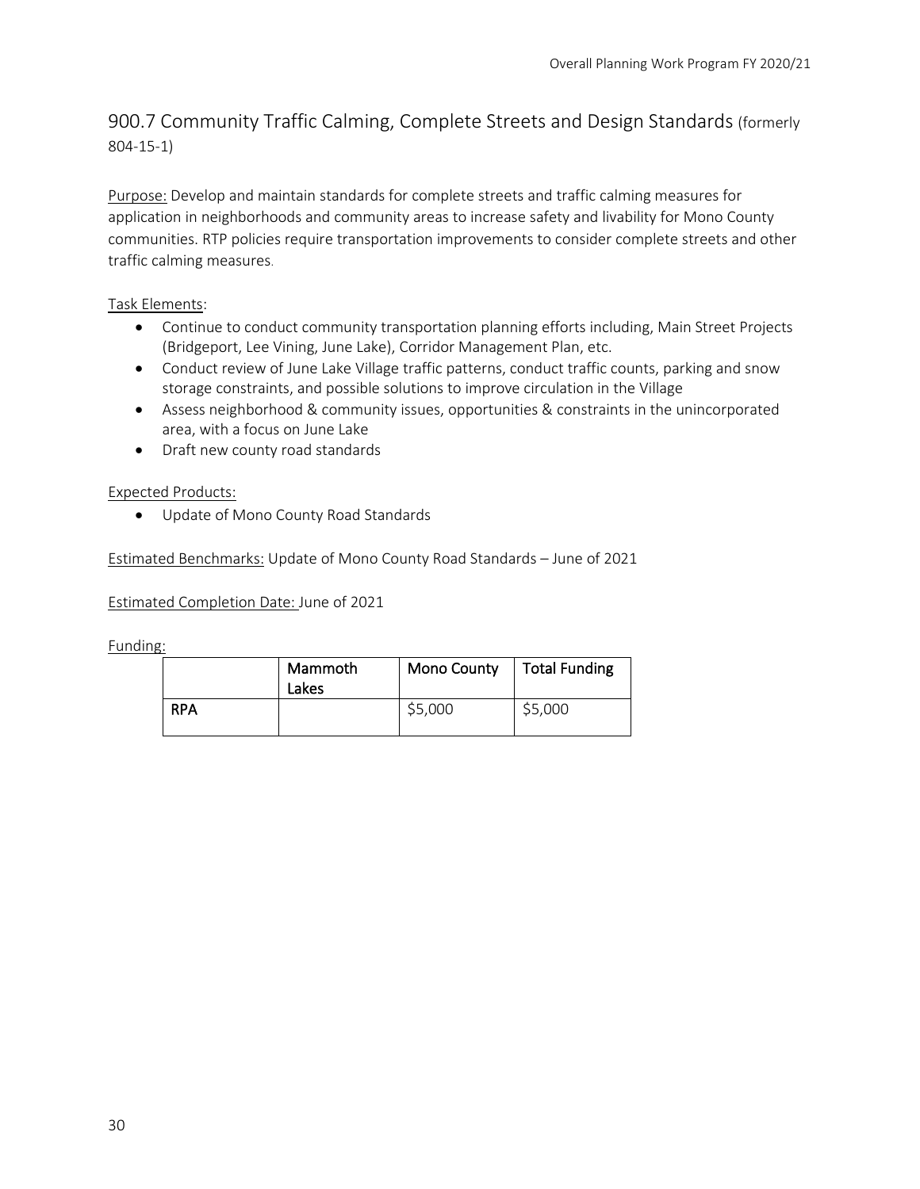## 900.7 Community Traffic Calming, Complete Streets and Design Standards (formerly 804-15-1)

Purpose: Develop and maintain standards for complete streets and traffic calming measures for application in neighborhoods and community areas to increase safety and livability for Mono County communities. RTP policies require transportation improvements to consider complete streets and other traffic calming measures.

Task Elements:

- Continue to conduct community transportation planning efforts including, Main Street Projects (Bridgeport, Lee Vining, June Lake), Corridor Management Plan, etc.
- Conduct review of June Lake Village traffic patterns, conduct traffic counts, parking and snow storage constraints, and possible solutions to improve circulation in the Village
- Assess neighborhood & community issues, opportunities & constraints in the unincorporated area, with a focus on June Lake
- Draft new county road standards

Expected Products:

- Update of Mono County Road Standards

Estimated Benchmarks: Update of Mono County Road Standards – June of 2021

Estimated Completion Date: June of 2021

Funding:

| | Mammoth Lakes | Mono County | Total Funding |
|---|---|---|---|
| RPA | | $5,000 | $5,000 |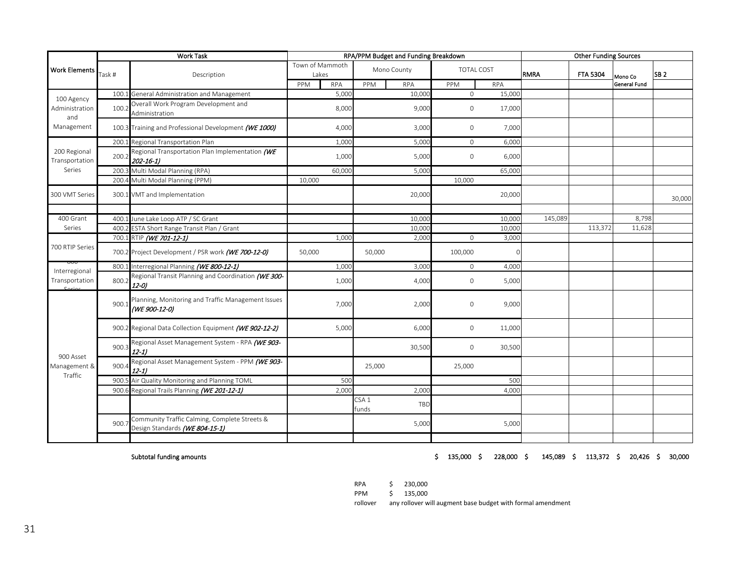| Work Elements | Work Task | | RPA/PPM Budget and Funding Breakdown | | | | | | Other Funding Sources | | | |
|---|---|---|---|---|---|---|---|---|---|---|---|---|
| | Task # | Description | Town of Mammoth Lakes | | Mono County | | TOTAL COST | | RMRA | FTA 5304 | Mono Co General Fund | SB 2 |
| | | | PPM | RPA | PPM | RPA | PPM | RPA | | | | |
| 100 Agency Administration and Management | 100.1 | General Administration and Management | | 5,000 | | 10,000 | 0 | 15,000 | | | | |
| | 100.2 | Overall Work Program Development and Administration | | 8,000 | | 9,000 | 0 | 17,000 | | | | |
| | 100.3 | Training and Professional Development *(WE 1000)* | | 4,000 | | 3,000 | 0 | 7,000 | | | | |
| 200 Regional Transportation Series | 200.1 | Regional Transportation Plan | | 1,000 | | 5,000 | 0 | 6,000 | | | | |
| | 200.2 | Regional Transportation Plan Implementation *(WE 202-16-1)* | | 1,000 | | 5,000 | 0 | 6,000 | | | | |
| | 200.3 | Multi Modal Planning (RPA) | | 60,000 | | 5,000 | | 65,000 | | | | |
| | 200.4 | Multi Modal Planning (PPM) | 10,000 | | | | 10,000 | | | | | |
| 300 VMT Series | 300.1 | VMT and Implementation | | | | 20,000 | | 20,000 | | | | 30,000 |
| | | | | | | | | | | | | |
| 400 Grant Series | 400.1 | June Lake Loop ATP / SC Grant | | | | 10,000 | | 10,000 | 145,089 | | 8,798 | |
| | 400.2 | ESTA Short Range Transit Plan / Grant | | | | 10,000 | | 10,000 | | 113,372 | 11,628 | |
| 700 RTIP Series | 700.1 | RTIP *(WE 701-12-1)* | | 1,000 | | 2,000 | 0 | 3,000 | | | | |
| | 700.2 | Project Development / PSR work *(WE 700-12-0)* | 50,000 | | 50,000 | | 100,000 | 0 | | | | |
| 800 Interregional Transportation Series | 800.1 | Interregional Planning *(WE 800-12-1)* | | 1,000 | | 3,000 | 0 | 4,000 | | | | |
| | 800.2 | Regional Transit Planning and Coordination *(WE 300-12-0)* | | 1,000 | | 4,000 | 0 | 5,000 | | | | |
| 900 Asset Management & Traffic | 900.1 | Planning, Monitoring and Traffic Management Issues *(WE 900-12-0)* | | 7,000 | | 2,000 | 0 | 9,000 | | | | |
| | 900.2 | Regional Data Collection Equipment *(WE 902-12-2)* | | 5,000 | | 6,000 | 0 | 11,000 | | | | |
| | 900.3 | Regional Asset Management System - RPA *(WE 903-12-1)* | | | | 30,500 | 0 | 30,500 | | | | |
| | 900.4 | Regional Asset Management System - PPM *(WE 903-12-1)* | | | 25,000 | | 25,000 | | | | | |
| | 900.5 | Air Quality Monitoring and Planning TOML | | 500 | | | | 500 | | | | |
| | 900.6 | Regional Trails Planning *(WE 201-12-1)* | | 2,000 | | 2,000 | | 4,000 | | | | |
| | | | | | CSA 1 funds | TBD | | | | | | |
| | 900.7 | Community Traffic Calming, Complete Streets & Design Standards *(WE 804-15-1)* | | | | 5,000 | | 5,000 | | | | |
| | | | | | | | | | | | | |
| | | Subtotal funding amounts | | | | | $ 135,000 | $ 228,000 | $ 145,089 | $ 113,372 | $ 20,426 | $ 30,000 |

RPA $ 230,000

PPM $ 135,000

rollover any rollover will augment base budget with formal amendment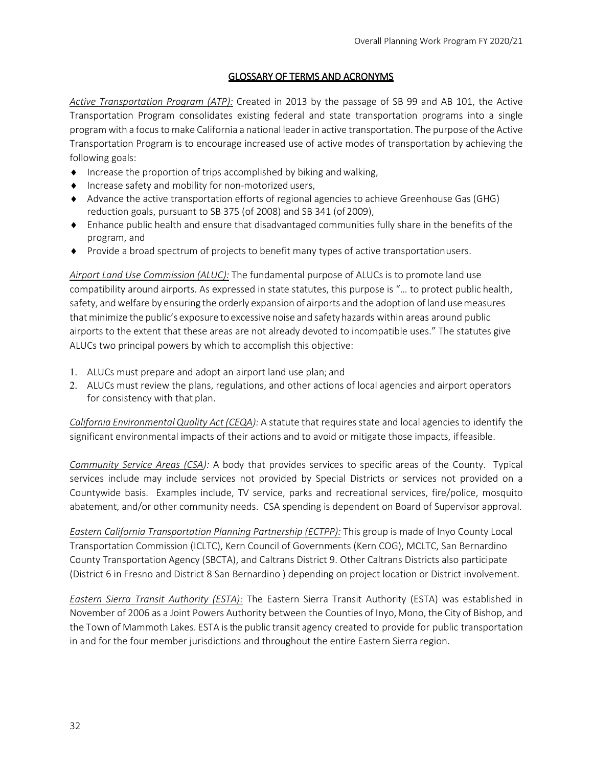## GLOSSARY OF TERMS AND ACRONYMS

*Active Transportation Program (ATP):* Created in 2013 by the passage of SB 99 and AB 101, the Active Transportation Program consolidates existing federal and state transportation programs into a single program with a focus to make California a national leader in active transportation. The purpose of the Active Transportation Program is to encourage increased use of active modes of transportation by achieving the following goals:

- Increase the proportion of trips accomplished by biking and walking,
- Increase safety and mobility for non-motorized users,
- Advance the active transportation efforts of regional agencies to achieve Greenhouse Gas (GHG) reduction goals, pursuant to SB 375 (of 2008) and SB 341 (of 2009),
- Enhance public health and ensure that disadvantaged communities fully share in the benefits of the program, and
- Provide a broad spectrum of projects to benefit many types of active transportation users.

*Airport Land Use Commission (ALUC):* The fundamental purpose of ALUCs is to promote land use compatibility around airports. As expressed in state statutes, this purpose is "… to protect public health, safety, and welfare by ensuring the orderly expansion of airports and the adoption of land use measures that minimize the public's exposure to excessive noise and safety hazards within areas around public airports to the extent that these areas are not already devoted to incompatible uses." The statutes give ALUCs two principal powers by which to accomplish this objective:

1. ALUCs must prepare and adopt an airport land use plan; and
2. ALUCs must review the plans, regulations, and other actions of local agencies and airport operators for consistency with that plan.

*California Environmental Quality Act (CEQA):* A statute that requires state and local agencies to identify the significant environmental impacts of their actions and to avoid or mitigate those impacts, if feasible.

*Community Service Areas (CSA):* A body that provides services to specific areas of the County. Typical services include may include services not provided by Special Districts or services not provided on a Countywide basis. Examples include, TV service, parks and recreational services, fire/police, mosquito abatement, and/or other community needs. CSA spending is dependent on Board of Supervisor approval.

*Eastern California Transportation Planning Partnership (ECTPP):* This group is made of Inyo County Local Transportation Commission (ICLTC), Kern Council of Governments (Kern COG), MCLTC, San Bernardino County Transportation Agency (SBCTA), and Caltrans District 9. Other Caltrans Districts also participate (District 6 in Fresno and District 8 San Bernardino ) depending on project location or District involvement.

*Eastern Sierra Transit Authority (ESTA):* The Eastern Sierra Transit Authority (ESTA) was established in November of 2006 as a Joint Powers Authority between the Counties of Inyo, Mono, the City of Bishop, and the Town of Mammoth Lakes. ESTA is the public transit agency created to provide for public transportation in and for the four member jurisdictions and throughout the entire Eastern Sierra region.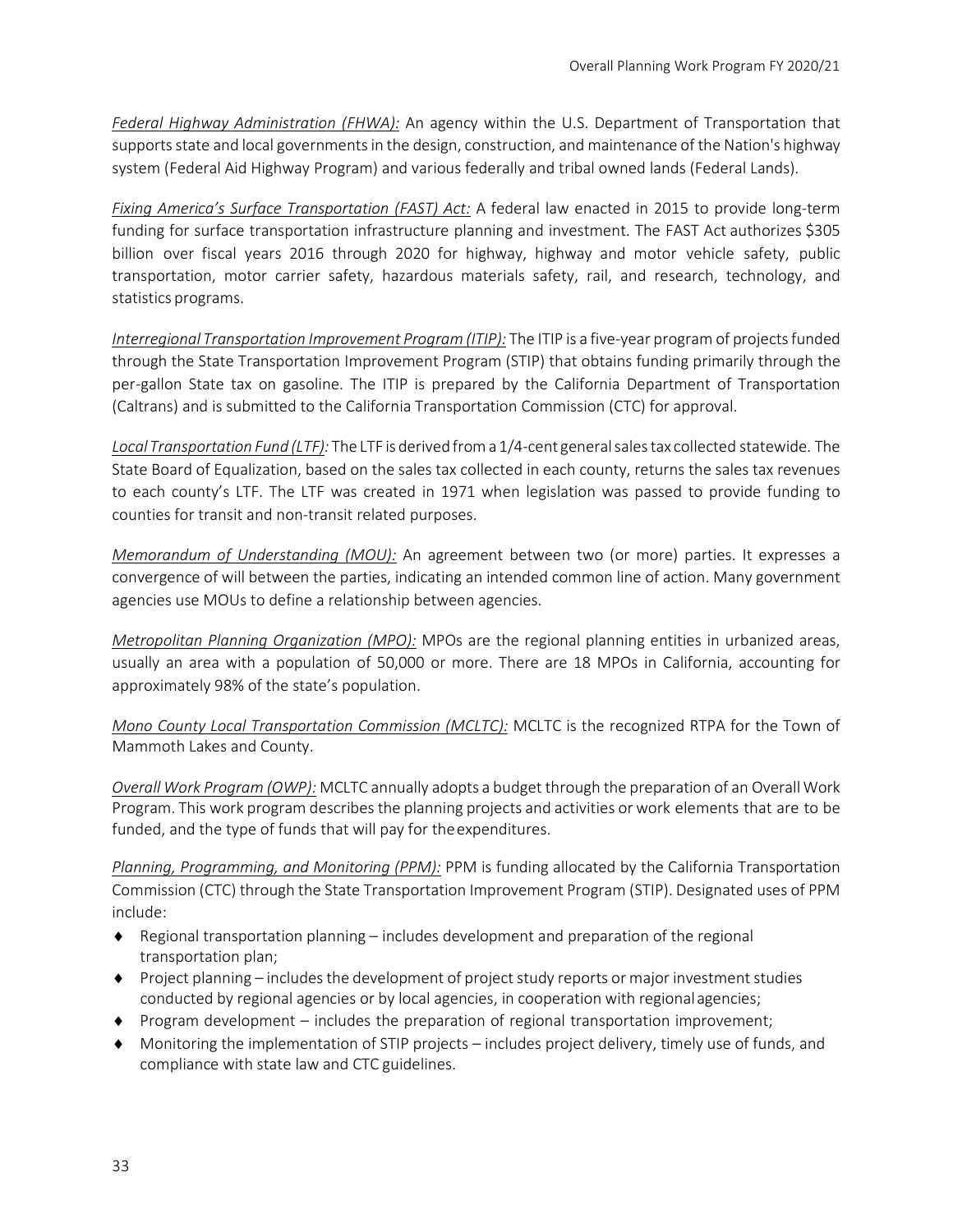*Federal Highway Administration (FHWA):* An agency within the U.S. Department of Transportation that supports state and local governments in the design, construction, and maintenance of the Nation's highway system (Federal Aid Highway Program) and various federally and tribal owned lands (Federal Lands).

*Fixing America's Surface Transportation (FAST) Act:* A federal law enacted in 2015 to provide long-term funding for surface transportation infrastructure planning and investment. The FAST Act authorizes $305 billion over fiscal years 2016 through 2020 for highway, highway and motor vehicle safety, public transportation, motor carrier safety, hazardous materials safety, rail, and research, technology, and statistics programs.

*Interregional Transportation Improvement Program (ITIP):* The ITIP is a five-year program of projects funded through the State Transportation Improvement Program (STIP) that obtains funding primarily through the per-gallon State tax on gasoline. The ITIP is prepared by the California Department of Transportation (Caltrans) and is submitted to the California Transportation Commission (CTC) for approval.

*Local Transportation Fund (LTF):* The LTF is derived from a 1/4-cent general sales tax collected statewide. The State Board of Equalization, based on the sales tax collected in each county, returns the sales tax revenues to each county's LTF. The LTF was created in 1971 when legislation was passed to provide funding to counties for transit and non-transit related purposes.

*Memorandum of Understanding (MOU):* An agreement between two (or more) parties. It expresses a convergence of will between the parties, indicating an intended common line of action. Many government agencies use MOUs to define a relationship between agencies.

*Metropolitan Planning Organization (MPO):* MPOs are the regional planning entities in urbanized areas, usually an area with a population of 50,000 or more. There are 18 MPOs in California, accounting for approximately 98% of the state's population.

*Mono County Local Transportation Commission (MCLTC):* MCLTC is the recognized RTPA for the Town of Mammoth Lakes and County.

*Overall Work Program (OWP):* MCLTC annually adopts a budget through the preparation of an Overall Work Program. This work program describes the planning projects and activities or work elements that are to be funded, and the type of funds that will pay for the expenditures.

*Planning, Programming, and Monitoring (PPM):* PPM is funding allocated by the California Transportation Commission (CTC) through the State Transportation Improvement Program (STIP). Designated uses of PPM include:

- Regional transportation planning – includes development and preparation of the regional transportation plan;
- Project planning – includes the development of project study reports or major investment studies conducted by regional agencies or by local agencies, in cooperation with regional agencies;
- Program development – includes the preparation of regional transportation improvement;
- Monitoring the implementation of STIP projects – includes project delivery, timely use of funds, and compliance with state law and CTC guidelines.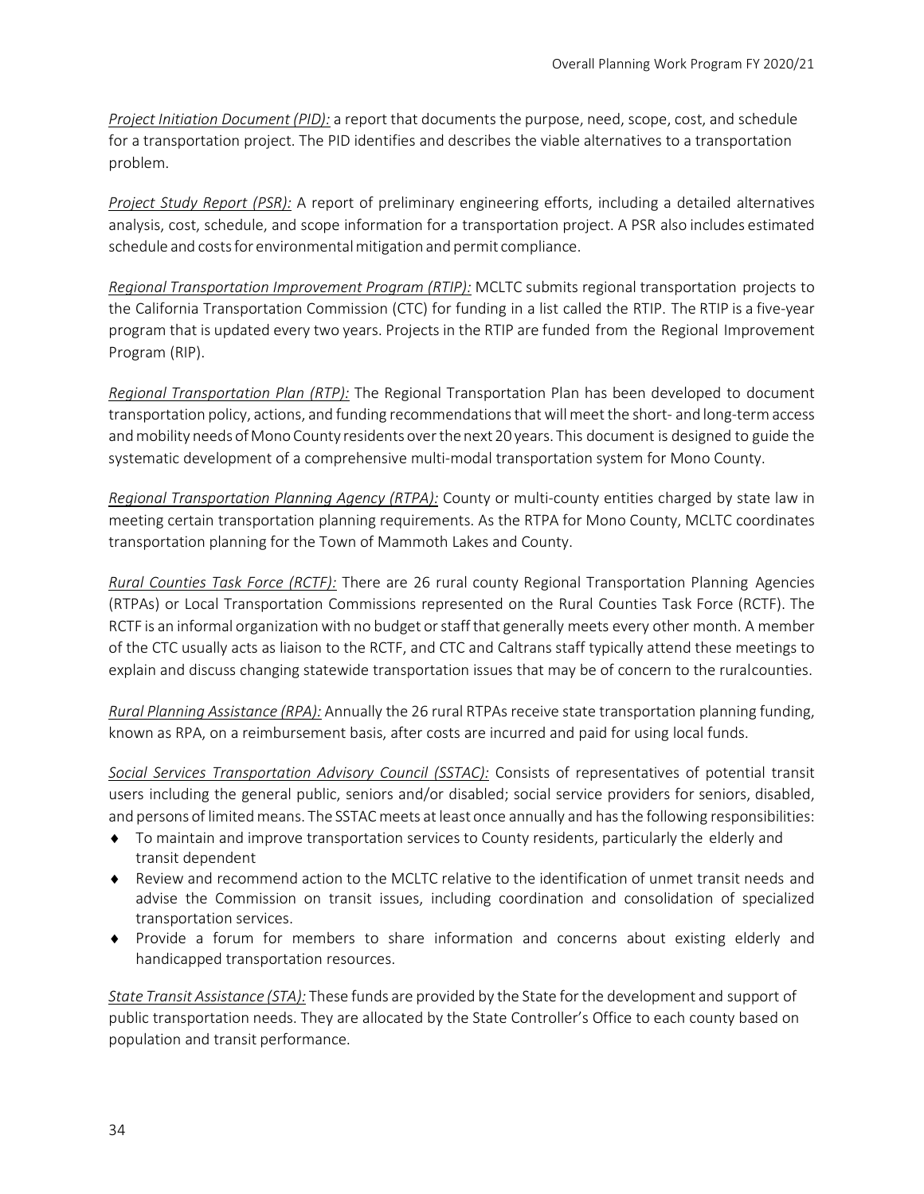*Project Initiation Document (PID):* a report that documents the purpose, need, scope, cost, and schedule for a transportation project. The PID identifies and describes the viable alternatives to a transportation problem.

*Project Study Report (PSR):* A report of preliminary engineering efforts, including a detailed alternatives analysis, cost, schedule, and scope information for a transportation project. A PSR also includes estimated schedule and costs for environmental mitigation and permit compliance.

*Regional Transportation Improvement Program (RTIP):* MCLTC submits regional transportation projects to the California Transportation Commission (CTC) for funding in a list called the RTIP. The RTIP is a five-year program that is updated every two years. Projects in the RTIP are funded from the Regional Improvement Program (RIP).

*Regional Transportation Plan (RTP):* The Regional Transportation Plan has been developed to document transportation policy, actions, and funding recommendations that will meet the short- and long-term access and mobility needs of Mono County residents over the next 20 years. This document is designed to guide the systematic development of a comprehensive multi-modal transportation system for Mono County.

*Regional Transportation Planning Agency (RTPA):* County or multi-county entities charged by state law in meeting certain transportation planning requirements. As the RTPA for Mono County, MCLTC coordinates transportation planning for the Town of Mammoth Lakes and County.

*Rural Counties Task Force (RCTF):* There are 26 rural county Regional Transportation Planning Agencies (RTPAs) or Local Transportation Commissions represented on the Rural Counties Task Force (RCTF). The RCTF is an informal organization with no budget or staff that generally meets every other month. A member of the CTC usually acts as liaison to the RCTF, and CTC and Caltrans staff typically attend these meetings to explain and discuss changing statewide transportation issues that may be of concern to the ruralcounties.

*Rural Planning Assistance (RPA):* Annually the 26 rural RTPAs receive state transportation planning funding, known as RPA, on a reimbursement basis, after costs are incurred and paid for using local funds.

*Social Services Transportation Advisory Council (SSTAC):* Consists of representatives of potential transit users including the general public, seniors and/or disabled; social service providers for seniors, disabled, and persons of limited means. The SSTAC meets at least once annually and has the following responsibilities:

- To maintain and improve transportation services to County residents, particularly the elderly and transit dependent
- Review and recommend action to the MCLTC relative to the identification of unmet transit needs and advise the Commission on transit issues, including coordination and consolidation of specialized transportation services.
- Provide a forum for members to share information and concerns about existing elderly and handicapped transportation resources.

*State Transit Assistance (STA):* These funds are provided by the State for the development and support of public transportation needs. They are allocated by the State Controller's Office to each county based on population and transit performance.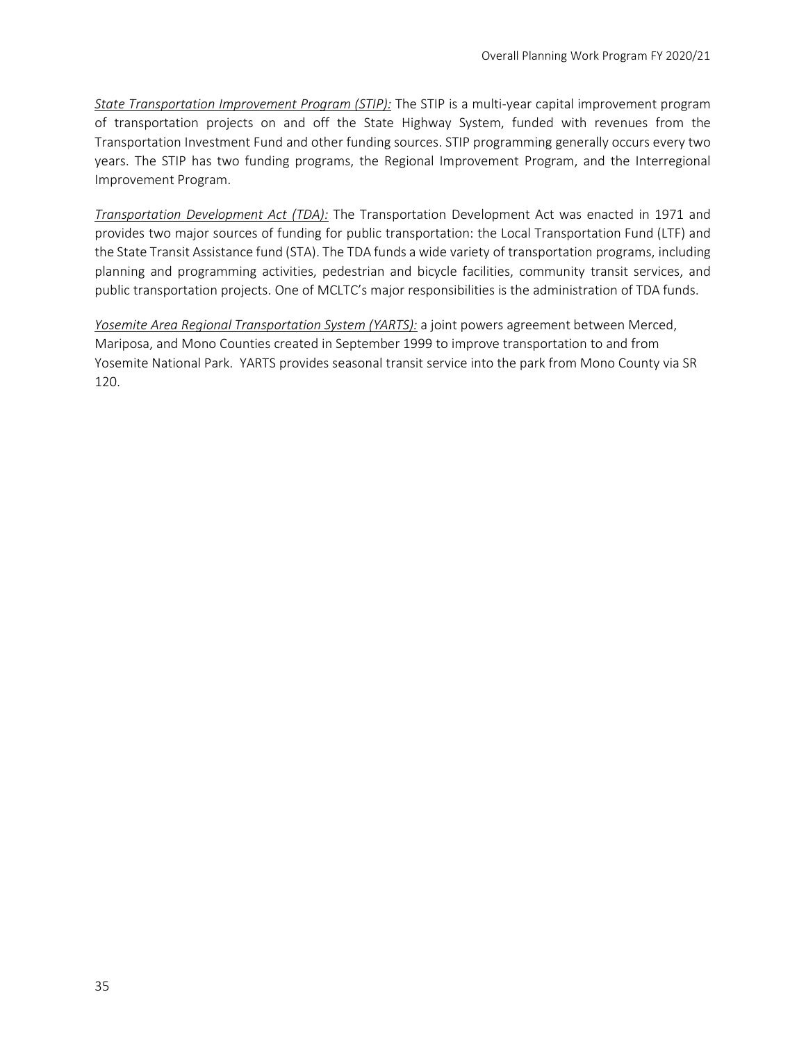*State Transportation Improvement Program (STIP):* The STIP is a multi-year capital improvement program of transportation projects on and off the State Highway System, funded with revenues from the Transportation Investment Fund and other funding sources. STIP programming generally occurs every two years. The STIP has two funding programs, the Regional Improvement Program, and the Interregional Improvement Program.

*Transportation Development Act (TDA):* The Transportation Development Act was enacted in 1971 and provides two major sources of funding for public transportation: the Local Transportation Fund (LTF) and the State Transit Assistance fund (STA). The TDA funds a wide variety of transportation programs, including planning and programming activities, pedestrian and bicycle facilities, community transit services, and public transportation projects. One of MCLTC's major responsibilities is the administration of TDA funds.

*Yosemite Area Regional Transportation System (YARTS):* a joint powers agreement between Merced, Mariposa, and Mono Counties created in September 1999 to improve transportation to and from Yosemite National Park. YARTS provides seasonal transit service into the park from Mono County via SR 120.